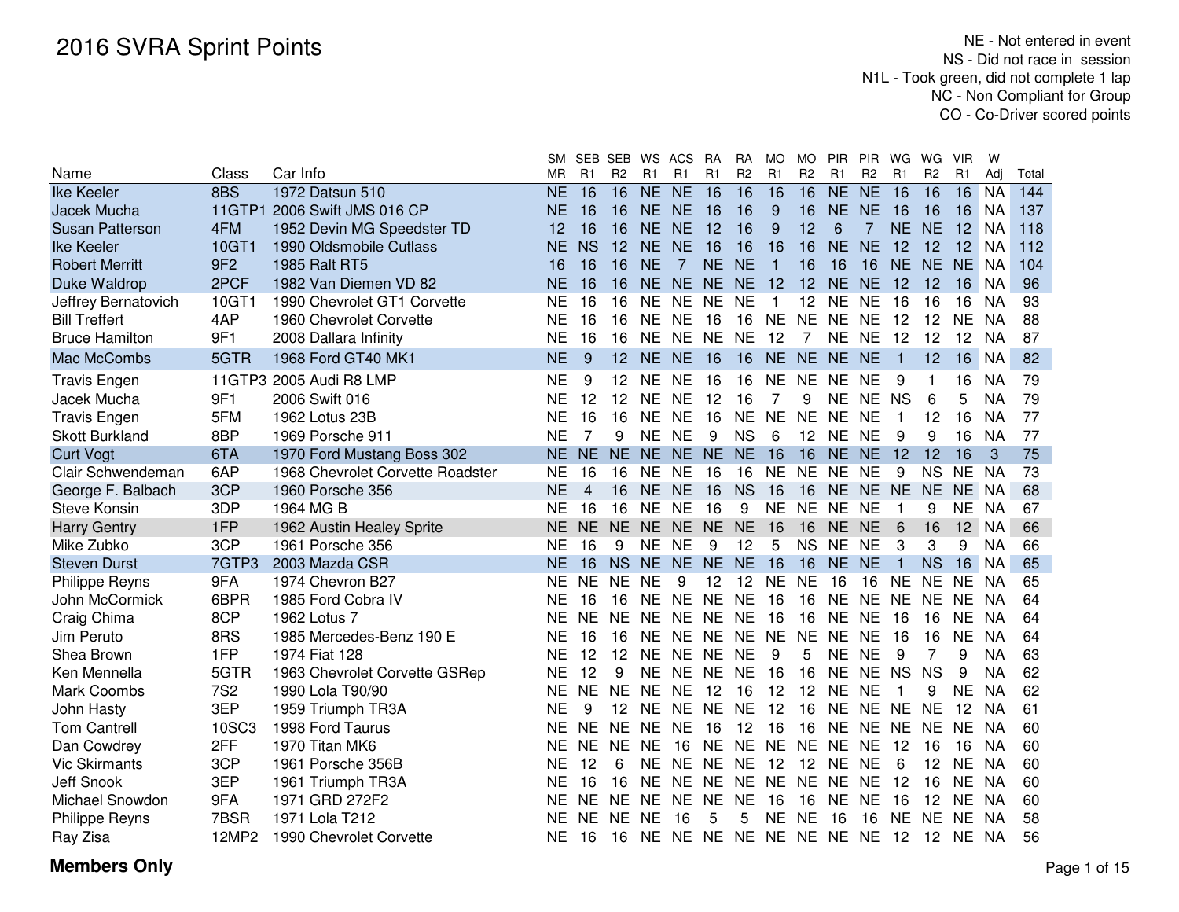# 2016 SVRA Sprint Points

NE - Not entered in event
NS - Did not race in session
N1L - Took green, did not complete 1 lap
NC - Non Compliant for Group
CO - Co-Driver scored points

| Name | Class | Car Info | SM MR | SEB R1 | SEB R2 | WS R1 | ACS R1 | RA R1 | RA R2 | MO R1 | MO R2 | PIR R1 | PIR R2 | WG R1 | WG R2 | VIR R1 | W Adj | Total |
|---|---|---|---|---|---|---|---|---|---|---|---|---|---|---|---|---|---|---|
| Ike Keeler | 8BS | 1972 Datsun 510 | NE | 16 | 16 | NE | NE | 16 | 16 | 16 | 16 | NE | NE | 16 | 16 | 16 | NA | 144 |
| Jacek Mucha | 11GTP1 | 2006 Swift JMS 016 CP | NE | 16 | 16 | NE | NE | 16 | 16 | 9 | 16 | NE | NE | 16 | 16 | 16 | NA | 137 |
| Susan Patterson | 4FM | 1952 Devin MG Speedster TD | 12 | 16 | 16 | NE | NE | 12 | 16 | 9 | 12 | 6 | 7 | NE | NE | 12 | NA | 118 |
| Ike Keeler | 10GT1 | 1990 Oldsmobile Cutlass | NE | NS | 12 | NE | NE | 16 | 16 | 16 | 16 | NE | NE | 12 | 12 | 12 | NA | 112 |
| Robert Merritt | 9F2 | 1985 Ralt RT5 | 16 | 16 | 16 | NE | 7 | NE | NE | 1 | 16 | 16 | 16 | NE | NE | NE | NA | 104 |
| Duke Waldrop | 2PCF | 1982 Van Diemen VD 82 | NE | 16 | 16 | NE | NE | NE | NE | 12 | 12 | NE | NE | 12 | 12 | 16 | NA | 96 |
| Jeffrey Bernatovich | 10GT1 | 1990 Chevrolet GT1 Corvette | NE | 16 | 16 | NE | NE | NE | NE | 1 | 12 | NE | NE | 16 | 16 | 16 | NA | 93 |
| Bill Treffert | 4AP | 1960 Chevrolet Corvette | NE | 16 | 16 | NE | NE | 16 | 16 | NE | NE | NE | NE | 12 | 12 | NE | NA | 88 |
| Bruce Hamilton | 9F1 | 2008 Dallara Infinity | NE | 16 | 16 | NE | NE | NE | NE | 12 | 7 | NE | NE | 12 | 12 | 12 | NA | 87 |
| Mac McCombs | 5GTR | 1968 Ford GT40 MK1 | NE | 9 | 12 | NE | NE | 16 | 16 | NE | NE | NE | NE | 1 | 12 | 16 | NA | 82 |
| Travis Engen | 11GTP3 | 2005 Audi R8 LMP | NE | 9 | 12 | NE | NE | 16 | 16 | NE | NE | NE | NE | 9 | 1 | 16 | NA | 79 |
| Jacek Mucha | 9F1 | 2006 Swift 016 | NE | 12 | 12 | NE | NE | 12 | 16 | 7 | 9 | NE | NE | NS | 6 | 5 | NA | 79 |
| Travis Engen | 5FM | 1962 Lotus 23B | NE | 16 | 16 | NE | NE | 16 | NE | NE | NE | NE | NE | 1 | 12 | 16 | NA | 77 |
| Skott Burkland | 8BP | 1969 Porsche 911 | NE | 7 | 9 | NE | NE | 9 | NS | 6 | 12 | NE | NE | 9 | 9 | 16 | NA | 77 |
| Curt Vogt | 6TA | 1970 Ford Mustang Boss 302 | NE | NE | NE | NE | NE | NE | NE | 16 | 16 | NE | NE | 12 | 12 | 16 | 3 | 75 |
| Clair Schwendeman | 6AP | 1968 Chevrolet Corvette Roadster | NE | 16 | 16 | NE | NE | 16 | 16 | NE | NE | NE | NE | 9 | NS | NE | NA | 73 |
| George F. Balbach | 3CP | 1960 Porsche 356 | NE | 4 | 16 | NE | NE | 16 | NS | 16 | 16 | NE | NE | NE | NE | NE | NA | 68 |
| Steve Konsin | 3DP | 1964 MG B | NE | 16 | 16 | NE | NE | 16 | 9 | NE | NE | NE | NE | 1 | 9 | NE | NA | 67 |
| Harry Gentry | 1FP | 1962 Austin Healey Sprite | NE | NE | NE | NE | NE | NE | NE | 16 | 16 | NE | NE | 6 | 16 | 12 | NA | 66 |
| Mike Zubko | 3CP | 1961 Porsche 356 | NE | 16 | 9 | NE | NE | 9 | 12 | 5 | NS | NE | NE | 3 | 3 | 9 | NA | 66 |
| Steven Durst | 7GTP3 | 2003 Mazda CSR | NE | 16 | NS | NE | NE | NE | NE | 16 | 16 | NE | NE | 1 | NS | 16 | NA | 65 |
| Philippe Reyns | 9FA | 1974 Chevron B27 | NE | NE | NE | NE | 9 | 12 | 12 | NE | NE | 16 | 16 | NE | NE | NE | NA | 65 |
| John McCormick | 6BPR | 1985 Ford Cobra IV | NE | 16 | 16 | NE | NE | NE | NE | 16 | 16 | NE | NE | NE | NE | NE | NA | 64 |
| Craig Chima | 8CP | 1962 Lotus 7 | NE | NE | NE | NE | NE | NE | NE | 16 | 16 | NE | NE | 16 | 16 | NE | NA | 64 |
| Jim Peruto | 8RS | 1985 Mercedes-Benz 190 E | NE | 16 | 16 | NE | NE | NE | NE | NE | NE | NE | NE | 16 | 16 | NE | NA | 64 |
| Shea Brown | 1FP | 1974 Fiat 128 | NE | 12 | 12 | NE | NE | NE | NE | 9 | 5 | NE | NE | 9 | 7 | 9 | NA | 63 |
| Ken Mennella | 5GTR | 1963 Chevrolet Corvette GSRep | NE | 12 | 9 | NE | NE | NE | NE | 16 | 16 | NE | NE | NS | NS | 9 | NA | 62 |
| Mark Coombs | 7S2 | 1990 Lola T90/90 | NE | NE | NE | NE | NE | 12 | 16 | 12 | 12 | NE | NE | 1 | 9 | NE | NA | 62 |
| John Hasty | 3EP | 1959 Triumph TR3A | NE | 9 | 12 | NE | NE | NE | NE | 12 | 16 | NE | NE | NE | NE | 12 | NA | 61 |
| Tom Cantrell | 10SC3 | 1998 Ford Taurus | NE | NE | NE | NE | NE | 16 | 12 | 16 | 16 | NE | NE | NE | NE | NE | NA | 60 |
| Dan Cowdrey | 2FF | 1970 Titan MK6 | NE | NE | NE | NE | 16 | NE | NE | NE | NE | NE | NE | 12 | 16 | 16 | NA | 60 |
| Vic Skirmants | 3CP | 1961 Porsche 356B | NE | 12 | 6 | NE | NE | NE | NE | 12 | 12 | NE | NE | 6 | 12 | NE | NA | 60 |
| Jeff Snook | 3EP | 1961 Triumph TR3A | NE | 16 | 16 | NE | NE | NE | NE | NE | NE | NE | NE | 12 | 16 | NE | NA | 60 |
| Michael Snowdon | 9FA | 1971 GRD 272F2 | NE | NE | NE | NE | NE | NE | NE | 16 | 16 | NE | NE | 16 | 12 | NE | NA | 60 |
| Philippe Reyns | 7BSR | 1971 Lola T212 | NE | NE | NE | NE | 16 | 5 | 5 | NE | NE | 16 | 16 | NE | NE | NE | NA | 58 |
| Ray Zisa | 12MP2 | 1990 Chevrolet Corvette | NE | 16 | 16 | NE | NE | NE | NE | NE | NE | NE | NE | 12 | 12 | NE | NA | 56 |

**Members Only**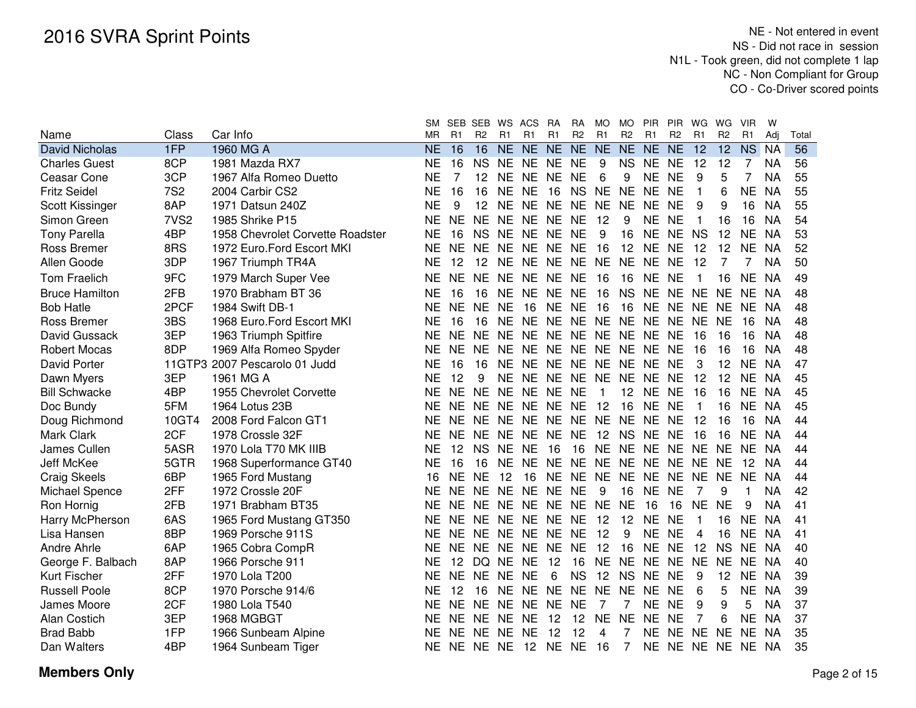# 2016 SVRA Sprint Points

NE - Not entered in event
NS - Did not race in session
N1L - Took green, did not complete 1 lap
NC - Non Compliant for Group
CO - Co-Driver scored points

| Name | Class | Car Info | SM MR | SEB R1 | SEB R2 | WS R1 | ACS R1 | RA R1 | RA R2 | MO R1 | MO R2 | PIR R1 | PIR R2 | WG R1 | WG R2 | VIR R1 | W Adj | Total |
|---|---|---|---|---|---|---|---|---|---|---|---|---|---|---|---|---|---|---|
| David Nicholas | 1FP | 1960 MG A | NE | 16 | 16 | NE | NE | NE | NE | NE | NE | NE | NE | 12 | 12 | NS | NA | 56 |
| Charles Guest | 8CP | 1981 Mazda RX7 | NE | 16 | NS | NE | NE | NE | NE | 9 | NS | NE | NE | 12 | 12 | 7 | NA | 56 |
| Ceasar Cone | 3CP | 1967 Alfa Romeo Duetto | NE | 7 | 12 | NE | NE | NE | NE | 6 | 9 | NE | NE | 9 | 5 | 7 | NA | 55 |
| Fritz Seidel | 7S2 | 2004 Carbir CS2 | NE | 16 | 16 | NE | NE | 16 | NS | NE | NE | NE | NE | 1 | 6 | NE | NA | 55 |
| Scott Kissinger | 8AP | 1971 Datsun 240Z | NE | 9 | 12 | NE | NE | NE | NE | NE | NE | NE | NE | 9 | 9 | 16 | NA | 55 |
| Simon Green | 7VS2 | 1985 Shrike P15 | NE | NE | NE | NE | NE | NE | NE | 12 | 9 | NE | NE | 1 | 16 | 16 | NA | 54 |
| Tony Parella | 4BP | 1958 Chevrolet Corvette Roadster | NE | 16 | NS | NE | NE | NE | NE | 9 | 16 | NE | NE | NS | 12 | NE | NA | 53 |
| Ross Bremer | 8RS | 1972 Euro.Ford Escort MKI | NE | NE | NE | NE | NE | NE | NE | 16 | 12 | NE | NE | 12 | 12 | NE | NA | 52 |
| Allen Goode | 3DP | 1967 Triumph TR4A | NE | 12 | 12 | NE | NE | NE | NE | NE | NE | NE | NE | 12 | 7 | 7 | NA | 50 |
| Tom Fraelich | 9FC | 1979 March Super Vee | NE | NE | NE | NE | NE | NE | NE | 16 | 16 | NE | NE | 1 | 16 | NE | NA | 49 |
| Bruce Hamilton | 2FB | 1970 Brabham BT 36 | NE | 16 | 16 | NE | NE | NE | NE | 16 | NS | NE | NE | NE | NE | NE | NA | 48 |
| Bob Hatle | 2PCF | 1984 Swift DB-1 | NE | NE | NE | NE | 16 | NE | NE | 16 | 16 | NE | NE | NE | NE | NE | NA | 48 |
| Ross Bremer | 3BS | 1968 Euro.Ford Escort MKI | NE | 16 | 16 | NE | NE | NE | NE | NE | NE | NE | NE | NE | NE | 16 | NA | 48 |
| David Gussack | 3EP | 1963 Triumph Spitfire | NE | NE | NE | NE | NE | NE | NE | NE | NE | NE | NE | 16 | 16 | 16 | NA | 48 |
| Robert Mocas | 8DP | 1969 Alfa Romeo Spyder | NE | NE | NE | NE | NE | NE | NE | NE | NE | NE | NE | 16 | 16 | 16 | NA | 48 |
| David Porter | 11GTP3 | 2007 Pescarolo 01 Judd | NE | 16 | 16 | NE | NE | NE | NE | NE | NE | NE | NE | 3 | 12 | NE | NA | 47 |
| Dawn Myers | 3EP | 1961 MG A | NE | 12 | 9 | NE | NE | NE | NE | NE | NE | NE | NE | 12 | 12 | NE | NA | 45 |
| Bill Schwacke | 4BP | 1955 Chevrolet Corvette | NE | NE | NE | NE | NE | NE | NE | 1 | 12 | NE | NE | 16 | 16 | NE | NA | 45 |
| Doc Bundy | 5FM | 1964 Lotus 23B | NE | NE | NE | NE | NE | NE | NE | 12 | 16 | NE | NE | 1 | 16 | NE | NA | 45 |
| Doug Richmond | 10GT4 | 2008 Ford Falcon GT1 | NE | NE | NE | NE | NE | NE | NE | NE | NE | NE | NE | 12 | 16 | 16 | NA | 44 |
| Mark Clark | 2CF | 1978 Crossle 32F | NE | NE | NE | NE | NE | NE | NE | 12 | NS | NE | NE | 16 | 16 | NE | NA | 44 |
| James Cullen | 5ASR | 1970 Lola T70 MK IIIB | NE | 12 | NS | NE | NE | 16 | 16 | NE | NE | NE | NE | NE | NE | NE | NA | 44 |
| Jeff McKee | 5GTR | 1968 Superformance GT40 | NE | 16 | 16 | NE | NE | NE | NE | NE | NE | NE | NE | NE | NE | 12 | NA | 44 |
| Craig Skeels | 6BP | 1965 Ford Mustang | 16 | NE | NE | 12 | 16 | NE | NE | NE | NE | NE | NE | NE | NE | NE | NA | 44 |
| Michael Spence | 2FF | 1972 Crossle 20F | NE | NE | NE | NE | NE | NE | NE | 9 | 16 | NE | NE | 7 | 9 | 1 | NA | 42 |
| Ron Hornig | 2FB | 1971 Brabham BT35 | NE | NE | NE | NE | NE | NE | NE | NE | NE | 16 | 16 | NE | NE | 9 | NA | 41 |
| Harry McPherson | 6AS | 1965 Ford Mustang GT350 | NE | NE | NE | NE | NE | NE | NE | 12 | 12 | NE | NE | 1 | 16 | NE | NA | 41 |
| Lisa Hansen | 8BP | 1969 Porsche 911S | NE | NE | NE | NE | NE | NE | NE | 12 | 9 | NE | NE | 4 | 16 | NE | NA | 41 |
| Andre Ahrle | 6AP | 1965 Cobra CompR | NE | NE | NE | NE | NE | NE | NE | 12 | 16 | NE | NE | 12 | NS | NE | NA | 40 |
| George F. Balbach | 8AP | 1966 Porsche 911 | NE | 12 | DQ | NE | NE | 12 | 16 | NE | NE | NE | NE | NE | NE | NE | NA | 40 |
| Kurt Fischer | 2FF | 1970 Lola T200 | NE | NE | NE | NE | NE | 6 | NS | 12 | NS | NE | NE | 9 | 12 | NE | NA | 39 |
| Russell Poole | 8CP | 1970 Porsche 914/6 | NE | 12 | 16 | NE | NE | NE | NE | NE | NE | NE | NE | 6 | 5 | NE | NA | 39 |
| James Moore | 2CF | 1980 Lola T540 | NE | NE | NE | NE | NE | NE | NE | 7 | 7 | NE | NE | 9 | 9 | 5 | NA | 37 |
| Alan Costich | 3EP | 1968 MGBGT | NE | NE | NE | NE | NE | 12 | 12 | NE | NE | NE | NE | 7 | 6 | NE | NA | 37 |
| Brad Babb | 1FP | 1966 Sunbeam Alpine | NE | NE | NE | NE | NE | 12 | 12 | 4 | 7 | NE | NE | NE | NE | NE | NA | 35 |
| Dan Walters | 4BP | 1964 Sunbeam Tiger | NE | NE | NE | NE | 12 | NE | NE | 16 | 7 | NE | NE | NE | NE | NE | NA | 35 |

**Members Only**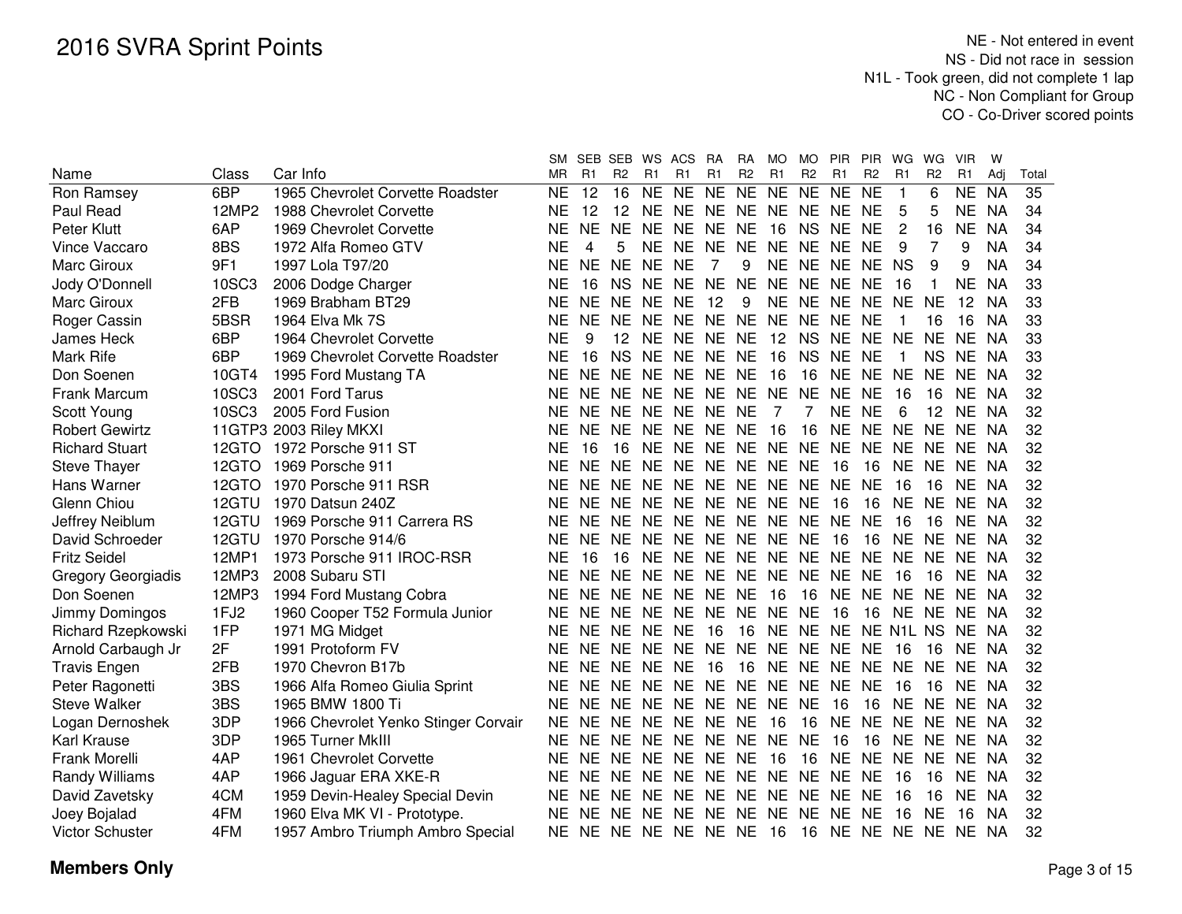# 2016 SVRA Sprint Points

NE - Not entered in event
NS - Did not race in session
N1L - Took green, did not complete 1 lap
NC - Non Compliant for Group
CO - Co-Driver scored points

| Name | Class | Car Info | SM MR | SEB R1 | SEB R2 | WS R1 | ACS R1 | RA R1 | RA R2 | MO R1 | MO R2 | PIR R1 | PIR R2 | WG R1 | WG R2 | VIR R1 | W Adj | Total |
|---|---|---|---|---|---|---|---|---|---|---|---|---|---|---|---|---|---|---|
| Ron Ramsey | 6BP | 1965 Chevrolet Corvette Roadster | NE | 12 | 16 | NE | NE | NE | NE | NE | NE | NE | NE | 1 | 6 | NE | NA | 35 |
| Paul Read | 12MP2 | 1988 Chevrolet Corvette | NE | 12 | 12 | NE | NE | NE | NE | NE | NE | NE | NE | 5 | 5 | NE | NA | 34 |
| Peter Klutt | 6AP | 1969 Chevrolet Corvette | NE | NE | NE | NE | NE | NE | NE | 16 | NS | NE | NE | 2 | 16 | NE | NA | 34 |
| Vince Vaccaro | 8BS | 1972 Alfa Romeo GTV | NE | 4 | 5 | NE | NE | NE | NE | NE | NE | NE | NE | 9 | 7 | 9 | NA | 34 |
| Marc Giroux | 9F1 | 1997 Lola T97/20 | NE | NE | NE | NE | NE | 7 | 9 | NE | NE | NE | NE | NS | 9 | 9 | NA | 34 |
| Jody O'Donnell | 10SC3 | 2006 Dodge Charger | NE | 16 | NS | NE | NE | NE | NE | NE | NE | NE | NE | 16 | 1 | NE | NA | 33 |
| Marc Giroux | 2FB | 1969 Brabham BT29 | NE | NE | NE | NE | NE | 12 | 9 | NE | NE | NE | NE | NE | NE | 12 | NA | 33 |
| Roger Cassin | 5BSR | 1964 Elva Mk 7S | NE | NE | NE | NE | NE | NE | NE | NE | NE | NE | NE | 1 | 16 | 16 | NA | 33 |
| James Heck | 6BP | 1964 Chevrolet Corvette | NE | 9 | 12 | NE | NE | NE | NE | 12 | NS | NE | NE | NE | NE | NE | NA | 33 |
| Mark Rife | 6BP | 1969 Chevrolet Corvette Roadster | NE | 16 | NS | NE | NE | NE | NE | 16 | NS | NE | NE | 1 | NS | NE | NA | 33 |
| Don Soenen | 10GT4 | 1995 Ford Mustang TA | NE | NE | NE | NE | NE | NE | NE | 16 | 16 | NE | NE | NE | NE | NE | NA | 32 |
| Frank Marcum | 10SC3 | 2001 Ford Tarus | NE | NE | NE | NE | NE | NE | NE | NE | NE | NE | NE | 16 | 16 | NE | NA | 32 |
| Scott Young | 10SC3 | 2005 Ford Fusion | NE | NE | NE | NE | NE | NE | NE | 7 | 7 | NE | NE | 6 | 12 | NE | NA | 32 |
| Robert Gewirtz | 11GTP3 | 2003 Riley MKXI | NE | NE | NE | NE | NE | NE | NE | 16 | 16 | NE | NE | NE | NE | NE | NA | 32 |
| Richard Stuart | 12GTO | 1972 Porsche 911 ST | NE | 16 | 16 | NE | NE | NE | NE | NE | NE | NE | NE | NE | NE | NE | NA | 32 |
| Steve Thayer | 12GTO | 1969 Porsche 911 | NE | NE | NE | NE | NE | NE | NE | NE | NE | 16 | 16 | NE | NE | NE | NA | 32 |
| Hans Warner | 12GTO | 1970 Porsche 911 RSR | NE | NE | NE | NE | NE | NE | NE | NE | NE | NE | NE | 16 | 16 | NE | NA | 32 |
| Glenn Chiou | 12GTU | 1970 Datsun 240Z | NE | NE | NE | NE | NE | NE | NE | NE | NE | 16 | 16 | NE | NE | NE | NA | 32 |
| Jeffrey Neiblum | 12GTU | 1969 Porsche 911 Carrera RS | NE | NE | NE | NE | NE | NE | NE | NE | NE | NE | NE | 16 | 16 | NE | NA | 32 |
| David Schroeder | 12GTU | 1970 Porsche 914/6 | NE | NE | NE | NE | NE | NE | NE | NE | NE | 16 | 16 | NE | NE | NE | NA | 32 |
| Fritz Seidel | 12MP1 | 1973 Porsche 911 IROC-RSR | NE | 16 | 16 | NE | NE | NE | NE | NE | NE | NE | NE | NE | NE | NE | NA | 32 |
| Gregory Georgiadis | 12MP3 | 2008 Subaru STI | NE | NE | NE | NE | NE | NE | NE | NE | NE | NE | NE | 16 | 16 | NE | NA | 32 |
| Don Soenen | 12MP3 | 1994 Ford Mustang Cobra | NE | NE | NE | NE | NE | NE | NE | 16 | 16 | NE | NE | NE | NE | NE | NA | 32 |
| Jimmy Domingos | 1FJ2 | 1960 Cooper T52 Formula Junior | NE | NE | NE | NE | NE | NE | NE | NE | NE | 16 | 16 | NE | NE | NE | NA | 32 |
| Richard Rzepkowski | 1FP | 1971 MG Midget | NE | NE | NE | NE | NE | 16 | 16 | NE | NE | NE | NE | N1L | NS | NE | NA | 32 |
| Arnold Carbaugh Jr | 2F | 1991 Protoform FV | NE | NE | NE | NE | NE | NE | NE | NE | NE | NE | NE | 16 | 16 | NE | NA | 32 |
| Travis Engen | 2FB | 1970 Chevron B17b | NE | NE | NE | NE | NE | 16 | 16 | NE | NE | NE | NE | NE | NE | NE | NA | 32 |
| Peter Ragonetti | 3BS | 1966 Alfa Romeo Giulia Sprint | NE | NE | NE | NE | NE | NE | NE | NE | NE | NE | NE | 16 | 16 | NE | NA | 32 |
| Steve Walker | 3BS | 1965 BMW 1800 Ti | NE | NE | NE | NE | NE | NE | NE | NE | NE | 16 | 16 | NE | NE | NE | NA | 32 |
| Logan Dernoshek | 3DP | 1966 Chevrolet Yenko Stinger Corvair | NE | NE | NE | NE | NE | NE | NE | 16 | 16 | NE | NE | NE | NE | NE | NA | 32 |
| Karl Krause | 3DP | 1965 Turner MkIII | NE | NE | NE | NE | NE | NE | NE | NE | NE | 16 | 16 | NE | NE | NE | NA | 32 |
| Frank Morelli | 4AP | 1961 Chevrolet Corvette | NE | NE | NE | NE | NE | NE | NE | 16 | 16 | NE | NE | NE | NE | NE | NA | 32 |
| Randy Williams | 4AP | 1966 Jaguar ERA XKE-R | NE | NE | NE | NE | NE | NE | NE | NE | NE | NE | NE | 16 | 16 | NE | NA | 32 |
| David Zavetsky | 4CM | 1959 Devin-Healey Special Devin | NE | NE | NE | NE | NE | NE | NE | NE | NE | NE | NE | 16 | 16 | NE | NA | 32 |
| Joey Bojalad | 4FM | 1960 Elva MK VI - Prototype. | NE | NE | NE | NE | NE | NE | NE | NE | NE | NE | NE | 16 | NE | 16 | NA | 32 |
| Victor Schuster | 4FM | 1957 Ambro Triumph Ambro Special | NE | NE | NE | NE | NE | NE | NE | 16 | 16 | NE | NE | NE | NE | NE | NA | 32 |

**Members Only**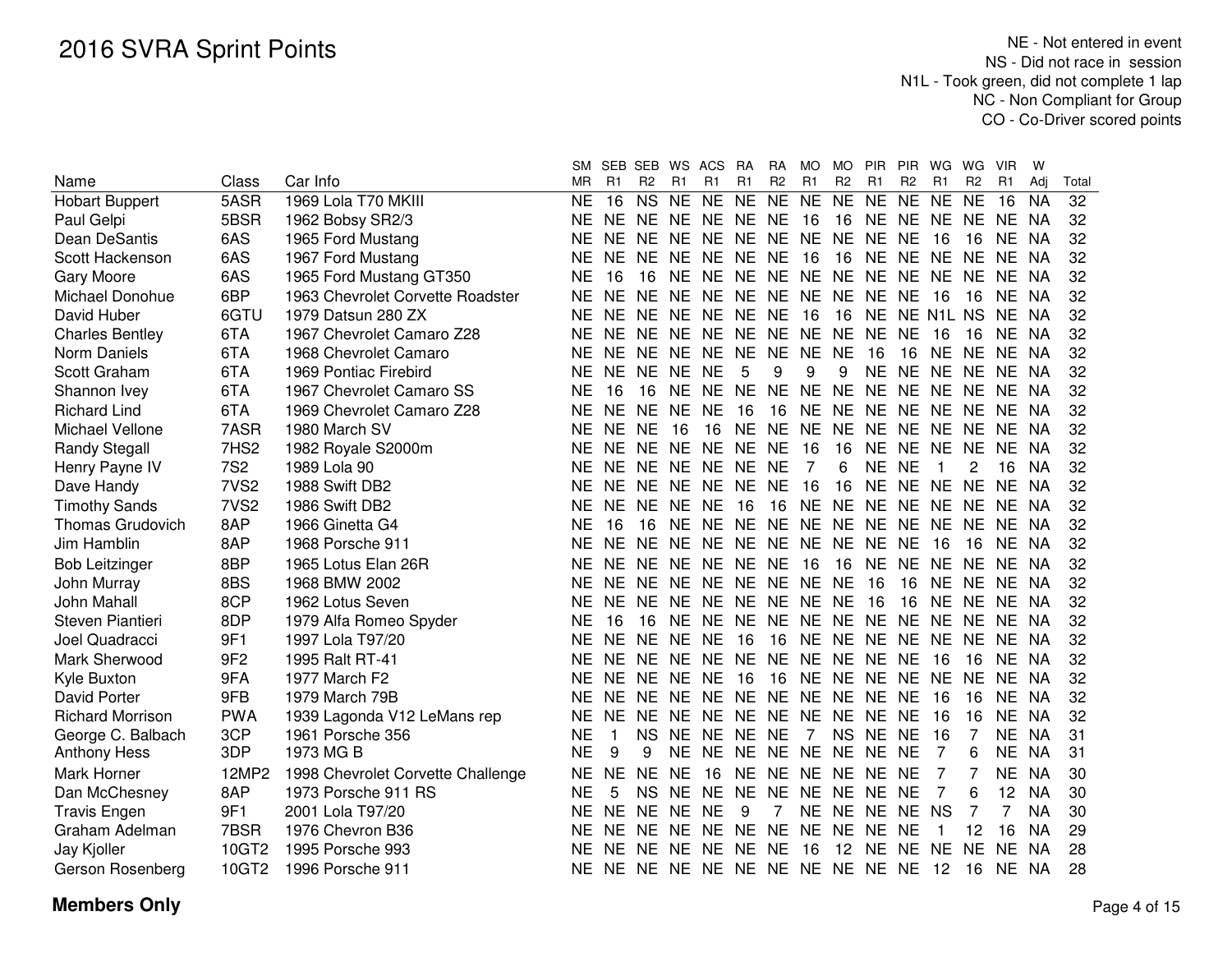# 2016 SVRA Sprint Points

NE - Not entered in event
NS - Did not race in session
N1L - Took green, did not complete 1 lap
NC - Non Compliant for Group
CO - Co-Driver scored points

| Name | Class | Car Info | SM MR | SEB R1 | SEB R2 | WS R1 | ACS R1 | RA R1 | RA R2 | MO R1 | MO R2 | PIR R1 | PIR R2 | WG R1 | WG R2 | VIR R1 | W Adj | Total |
|---|---|---|---|---|---|---|---|---|---|---|---|---|---|---|---|---|---|---|
| Hobart Buppert | 5ASR | 1969 Lola T70 MKIII | NE | 16 | NS | NE | NE | NE | NE | NE | NE | NE | NE | NE | NE | 16 | NA | 32 |
| Paul Gelpi | 5BSR | 1962 Bobsy SR2/3 | NE | NE | NE | NE | NE | NE | NE | 16 | 16 | NE | NE | NE | NE | NE | NA | 32 |
| Dean DeSantis | 6AS | 1965 Ford Mustang | NE | NE | NE | NE | NE | NE | NE | NE | NE | NE | NE | 16 | 16 | NE | NA | 32 |
| Scott Hackenson | 6AS | 1967 Ford Mustang | NE | NE | NE | NE | NE | NE | NE | 16 | 16 | NE | NE | NE | NE | NE | NA | 32 |
| Gary Moore | 6AS | 1965 Ford Mustang GT350 | NE | 16 | 16 | NE | NE | NE | NE | NE | NE | NE | NE | NE | NE | NE | NA | 32 |
| Michael Donohue | 6BP | 1963 Chevrolet Corvette Roadster | NE | NE | NE | NE | NE | NE | NE | NE | NE | NE | NE | 16 | 16 | NE | NA | 32 |
| David Huber | 6GTU | 1979 Datsun 280 ZX | NE | NE | NE | NE | NE | NE | NE | 16 | 16 | NE | NE | N1L | NS | NE | NA | 32 |
| Charles Bentley | 6TA | 1967 Chevrolet Camaro Z28 | NE | NE | NE | NE | NE | NE | NE | NE | NE | NE | NE | 16 | 16 | NE | NA | 32 |
| Norm Daniels | 6TA | 1968 Chevrolet Camaro | NE | NE | NE | NE | NE | NE | NE | NE | NE | 16 | 16 | NE | NE | NE | NA | 32 |
| Scott Graham | 6TA | 1969 Pontiac Firebird | NE | NE | NE | NE | NE | 5 | 9 | 9 | 9 | NE | NE | NE | NE | NE | NA | 32 |
| Shannon Ivey | 6TA | 1967 Chevrolet Camaro SS | NE | 16 | 16 | NE | NE | NE | NE | NE | NE | NE | NE | NE | NE | NE | NA | 32 |
| Richard Lind | 6TA | 1969 Chevrolet Camaro Z28 | NE | NE | NE | NE | NE | 16 | 16 | NE | NE | NE | NE | NE | NE | NE | NA | 32 |
| Michael Vellone | 7ASR | 1980 March SV | NE | NE | NE | 16 | 16 | NE | NE | NE | NE | NE | NE | NE | NE | NE | NA | 32 |
| Randy Stegall | 7HS2 | 1982 Royale S2000m | NE | NE | NE | NE | NE | NE | NE | 16 | 16 | NE | NE | NE | NE | NE | NA | 32 |
| Henry Payne IV | 7S2 | 1989 Lola 90 | NE | NE | NE | NE | NE | NE | NE | 7 | 6 | NE | NE | 1 | 2 | 16 | NA | 32 |
| Dave Handy | 7VS2 | 1988 Swift DB2 | NE | NE | NE | NE | NE | NE | NE | 16 | 16 | NE | NE | NE | NE | NE | NA | 32 |
| Timothy Sands | 7VS2 | 1986 Swift DB2 | NE | NE | NE | NE | NE | 16 | 16 | NE | NE | NE | NE | NE | NE | NE | NA | 32 |
| Thomas Grudovich | 8AP | 1966 Ginetta G4 | NE | 16 | 16 | NE | NE | NE | NE | NE | NE | NE | NE | NE | NE | NE | NA | 32 |
| Jim Hamblin | 8AP | 1968 Porsche 911 | NE | NE | NE | NE | NE | NE | NE | NE | NE | NE | NE | 16 | 16 | NE | NA | 32 |
| Bob Leitzinger | 8BP | 1965 Lotus Elan 26R | NE | NE | NE | NE | NE | NE | NE | 16 | 16 | NE | NE | NE | NE | NE | NA | 32 |
| John Murray | 8BS | 1968 BMW 2002 | NE | NE | NE | NE | NE | NE | NE | NE | NE | 16 | 16 | NE | NE | NE | NA | 32 |
| John Mahall | 8CP | 1962 Lotus Seven | NE | NE | NE | NE | NE | NE | NE | NE | NE | 16 | 16 | NE | NE | NE | NA | 32 |
| Steven Piantieri | 8DP | 1979 Alfa Romeo Spyder | NE | 16 | 16 | NE | NE | NE | NE | NE | NE | NE | NE | NE | NE | NE | NA | 32 |
| Joel Quadracci | 9F1 | 1997 Lola T97/20 | NE | NE | NE | NE | NE | 16 | 16 | NE | NE | NE | NE | NE | NE | NE | NA | 32 |
| Mark Sherwood | 9F2 | 1995 Ralt RT-41 | NE | NE | NE | NE | NE | NE | NE | NE | NE | NE | NE | 16 | 16 | NE | NA | 32 |
| Kyle Buxton | 9FA | 1977 March F2 | NE | NE | NE | NE | NE | 16 | 16 | NE | NE | NE | NE | NE | NE | NE | NA | 32 |
| David Porter | 9FB | 1979 March 79B | NE | NE | NE | NE | NE | NE | NE | NE | NE | NE | NE | 16 | 16 | NE | NA | 32 |
| Richard Morrison | PWA | 1939 Lagonda V12 LeMans rep | NE | NE | NE | NE | NE | NE | NE | NE | NE | NE | NE | 16 | 16 | NE | NA | 32 |
| George C. Balbach | 3CP | 1961 Porsche 356 | NE | 1 | NS | NE | NE | NE | NE | 7 | NS | NE | NE | 16 | 7 | NE | NA | 31 |
| Anthony Hess | 3DP | 1973 MG B | NE | 9 | 9 | NE | NE | NE | NE | NE | NE | NE | NE | 7 | 6 | NE | NA | 31 |
| Mark Horner | 12MP2 | 1998 Chevrolet Corvette Challenge | NE | NE | NE | NE | 16 | NE | NE | NE | NE | NE | NE | 7 | 7 | NE | NA | 30 |
| Dan McChesney | 8AP | 1973 Porsche 911 RS | NE | 5 | NS | NE | NE | NE | NE | NE | NE | NE | NE | 7 | 6 | 12 | NA | 30 |
| Travis Engen | 9F1 | 2001 Lola T97/20 | NE | NE | NE | NE | NE | 9 | 7 | NE | NE | NE | NE | NS | 7 | 7 | NA | 30 |
| Graham Adelman | 7BSR | 1976 Chevron B36 | NE | NE | NE | NE | NE | NE | NE | NE | NE | NE | NE | 1 | 12 | 16 | NA | 29 |
| Jay Kjoller | 10GT2 | 1995 Porsche 993 | NE | NE | NE | NE | NE | NE | NE | 16 | 12 | NE | NE | NE | NE | NE | NA | 28 |
| Gerson Rosenberg | 10GT2 | 1996 Porsche 911 | NE | NE | NE | NE | NE | NE | NE | NE | NE | NE | NE | 12 | 16 | NE | NA | 28 |

**Members Only**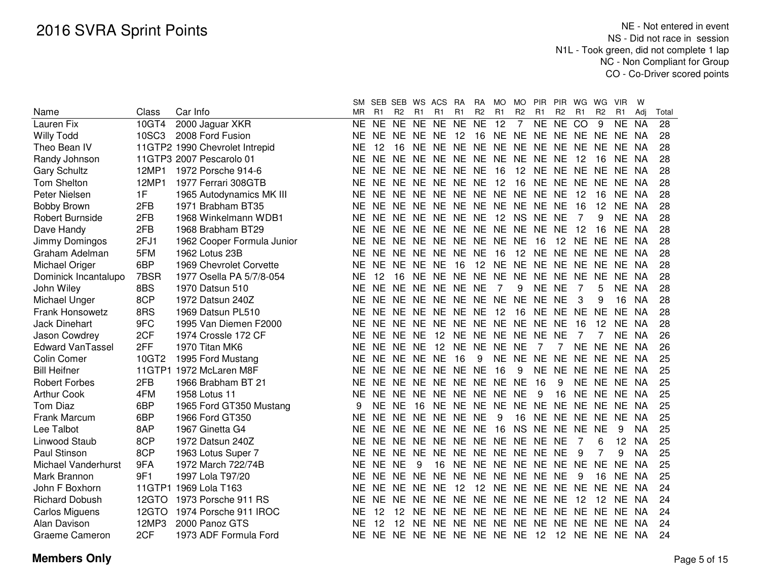# 2016 SVRA Sprint Points

NE - Not entered in event
NS - Did not race in session
N1L - Took green, did not complete 1 lap
NC - Non Compliant for Group
CO - Co-Driver scored points

| Name | Class | Car Info | SM MR | SEB R1 | SEB R2 | WS R1 | ACS R1 | RA R1 | RA R2 | MO R1 | MO R2 | PIR R1 | PIR R2 | WG R1 | WG R2 | VIR R1 | W Adj | Total |
|---|---|---|---|---|---|---|---|---|---|---|---|---|---|---|---|---|---|---|
| Lauren Fix | 10GT4 | 2000 Jaguar XKR | NE | NE | NE | NE | NE | NE | NE | 12 | 7 | NE | NE | CO | 9 | NE | NA | 28 |
| Willy Todd | 10SC3 | 2008 Ford Fusion | NE | NE | NE | NE | NE | 12 | 16 | NE | NE | NE | NE | NE | NE | NE | NA | 28 |
| Theo Bean IV | 11GTP2 | 1990 Chevrolet Intrepid | NE | 12 | 16 | NE | NE | NE | NE | NE | NE | NE | NE | NE | NE | NE | NA | 28 |
| Randy Johnson | 11GTP3 | 2007 Pescarolo 01 | NE | NE | NE | NE | NE | NE | NE | NE | NE | NE | NE | 12 | 16 | NE | NA | 28 |
| Gary Schultz | 12MP1 | 1972 Porsche 914-6 | NE | NE | NE | NE | NE | NE | NE | 16 | 12 | NE | NE | NE | NE | NE | NA | 28 |
| Tom Shelton | 12MP1 | 1977 Ferrari 308GTB | NE | NE | NE | NE | NE | NE | NE | 12 | 16 | NE | NE | NE | NE | NE | NA | 28 |
| Peter Nielsen | 1F | 1965 Autodynamics MK III | NE | NE | NE | NE | NE | NE | NE | NE | NE | NE | NE | 12 | 16 | NE | NA | 28 |
| Bobby Brown | 2FB | 1971 Brabham BT35 | NE | NE | NE | NE | NE | NE | NE | NE | NE | NE | NE | 16 | 12 | NE | NA | 28 |
| Robert Burnside | 2FB | 1968 Winkelmann WDB1 | NE | NE | NE | NE | NE | NE | NE | 12 | NS | NE | NE | 7 | 9 | NE | NA | 28 |
| Dave Handy | 2FB | 1968 Brabham BT29 | NE | NE | NE | NE | NE | NE | NE | NE | NE | NE | NE | 12 | 16 | NE | NA | 28 |
| Jimmy Domingos | 2FJ1 | 1962 Cooper Formula Junior | NE | NE | NE | NE | NE | NE | NE | NE | NE | 16 | 12 | NE | NE | NE | NA | 28 |
| Graham Adelman | 5FM | 1962 Lotus 23B | NE | NE | NE | NE | NE | NE | NE | 16 | 12 | NE | NE | NE | NE | NE | NA | 28 |
| Michael Origer | 6BP | 1969 Chevrolet Corvette | NE | NE | NE | NE | NE | 16 | 12 | NE | NE | NE | NE | NE | NE | NE | NA | 28 |
| Dominick Incantalupo | 7BSR | 1977 Osella PA 5/7/8-054 | NE | 12 | 16 | NE | NE | NE | NE | NE | NE | NE | NE | NE | NE | NE | NA | 28 |
| John Wiley | 8BS | 1970 Datsun 510 | NE | NE | NE | NE | NE | NE | NE | 7 | 9 | NE | NE | 7 | 5 | NE | NA | 28 |
| Michael Unger | 8CP | 1972 Datsun 240Z | NE | NE | NE | NE | NE | NE | NE | NE | NE | NE | NE | 3 | 9 | 16 | NA | 28 |
| Frank Honsowetz | 8RS | 1969 Datsun PL510 | NE | NE | NE | NE | NE | NE | NE | 12 | 16 | NE | NE | NE | NE | NE | NA | 28 |
| Jack Dinehart | 9FC | 1995 Van Diemen F2000 | NE | NE | NE | NE | NE | NE | NE | NE | NE | NE | NE | 16 | 12 | NE | NA | 28 |
| Jason Cowdrey | 2CF | 1974 Crossle 172 CF | NE | NE | NE | NE | 12 | NE | NE | NE | NE | NE | NE | 7 | 7 | NE | NA | 26 |
| Edward VanTassel | 2FF | 1970 Titan MK6 | NE | NE | NE | NE | 12 | NE | NE | NE | NE | 7 | 7 | NE | NE | NE | NA | 26 |
| Colin Comer | 10GT2 | 1995 Ford Mustang | NE | NE | NE | NE | NE | 16 | 9 | NE | NE | NE | NE | NE | NE | NE | NA | 25 |
| Bill Heifner | 11GTP1 | 1972 McLaren M8F | NE | NE | NE | NE | NE | NE | NE | 16 | 9 | NE | NE | NE | NE | NE | NA | 25 |
| Robert Forbes | 2FB | 1966 Brabham BT 21 | NE | NE | NE | NE | NE | NE | NE | NE | NE | 16 | 9 | NE | NE | NE | NA | 25 |
| Arthur Cook | 4FM | 1958 Lotus 11 | NE | NE | NE | NE | NE | NE | NE | NE | NE | 9 | 16 | NE | NE | NE | NA | 25 |
| Tom Diaz | 6BP | 1965 Ford GT350 Mustang | 9 | NE | NE | 16 | NE | NE | NE | NE | NE | NE | NE | NE | NE | NE | NA | 25 |
| Frank Marcum | 6BP | 1966 Ford GT350 | NE | NE | NE | NE | NE | NE | NE | 9 | 16 | NE | NE | NE | NE | NE | NA | 25 |
| Lee Talbot | 8AP | 1967 Ginetta G4 | NE | NE | NE | NE | NE | NE | NE | 16 | NS | NE | NE | NE | NE | 9 | NA | 25 |
| Linwood Staub | 8CP | 1972 Datsun 240Z | NE | NE | NE | NE | NE | NE | NE | NE | NE | NE | NE | 7 | 6 | 12 | NA | 25 |
| Paul Stinson | 8CP | 1963 Lotus Super 7 | NE | NE | NE | NE | NE | NE | NE | NE | NE | NE | NE | 9 | 7 | 9 | NA | 25 |
| Michael Vanderhurst | 9FA | 1972 March 722/74B | NE | NE | NE | 9 | 16 | NE | NE | NE | NE | NE | NE | NE | NE | NE | NA | 25 |
| Mark Brannon | 9F1 | 1997 Lola T97/20 | NE | NE | NE | NE | NE | NE | NE | NE | NE | NE | NE | 9 | 16 | NE | NA | 25 |
| John F Boxhorn | 11GTP1 | 1969 Lola T163 | NE | NE | NE | NE | NE | 12 | 12 | NE | NE | NE | NE | NE | NE | NE | NA | 24 |
| Richard Dobush | 12GTO | 1973 Porsche 911 RS | NE | NE | NE | NE | NE | NE | NE | NE | NE | NE | NE | 12 | 12 | NE | NA | 24 |
| Carlos Miguens | 12GTO | 1974 Porsche 911 IROC | NE | 12 | 12 | NE | NE | NE | NE | NE | NE | NE | NE | NE | NE | NE | NA | 24 |
| Alan Davison | 12MP3 | 2000 Panoz GTS | NE | 12 | 12 | NE | NE | NE | NE | NE | NE | NE | NE | NE | NE | NE | NA | 24 |
| Graeme Cameron | 2CF | 1973 ADF Formula Ford | NE | NE | NE | NE | NE | NE | NE | NE | NE | 12 | 12 | NE | NE | NE | NA | 24 |

**Members Only**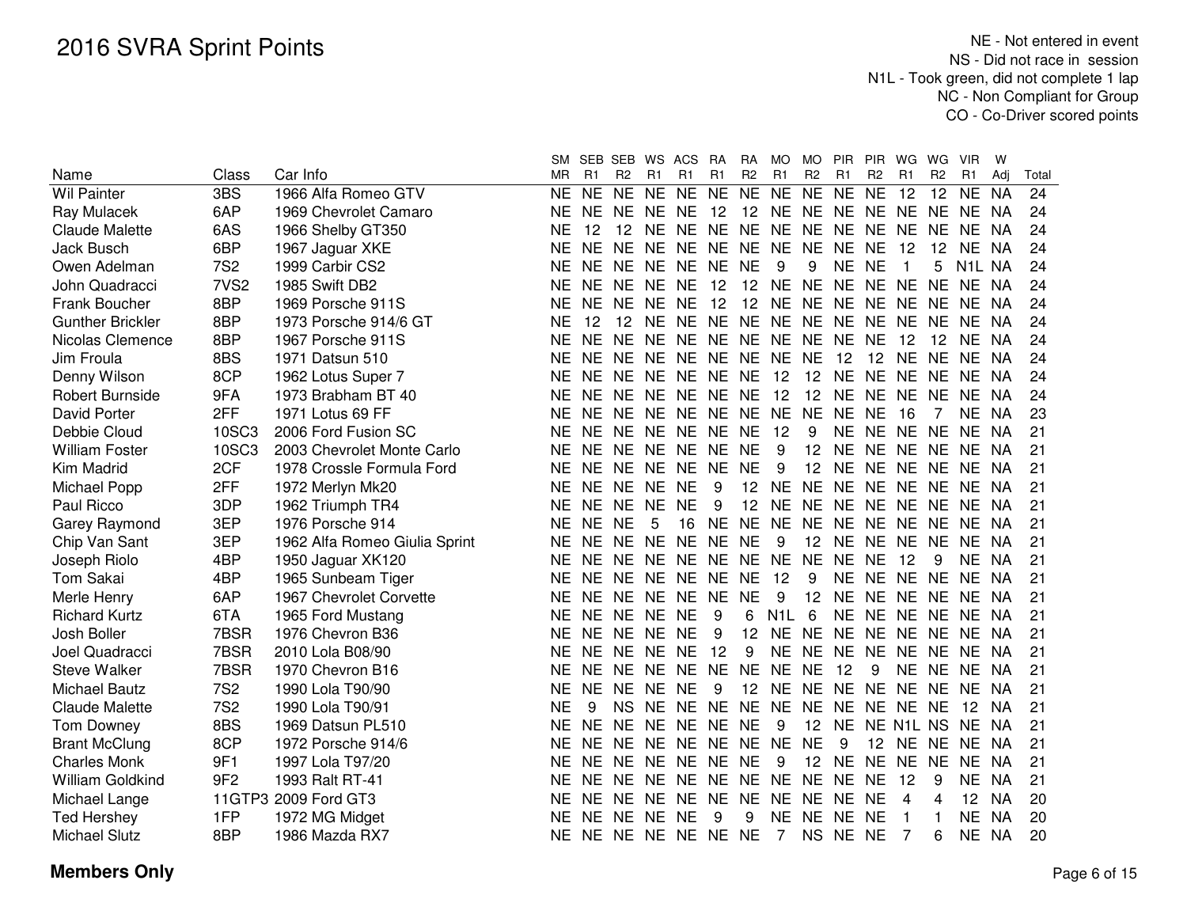# 2016 SVRA Sprint Points

NE - Not entered in event
NS - Did not race in session
N1L - Took green, did not complete 1 lap
NC - Non Compliant for Group
CO - Co-Driver scored points

| Name | Class | Car Info | SM MR | SEB R1 | SEB R2 | WS R1 | ACS R1 | RA R1 | RA R2 | MO R1 | MO R2 | PIR R1 | PIR R2 | WG R1 | WG R2 | VIR R1 | W Adj | Total |
|---|---|---|---|---|---|---|---|---|---|---|---|---|---|---|---|---|---|---|
| Wil Painter | 3BS | 1966 Alfa Romeo GTV | NE | NE | NE | NE | NE | NE | NE | NE | NE | NE | NE | 12 | 12 | NE | NA | 24 |
| Ray Mulacek | 6AP | 1969 Chevrolet Camaro | NE | NE | NE | NE | NE | 12 | 12 | NE | NE | NE | NE | NE | NE | NE | NA | 24 |
| Claude Malette | 6AS | 1966 Shelby GT350 | NE | 12 | 12 | NE | NE | NE | NE | NE | NE | NE | NE | NE | NE | NE | NA | 24 |
| Jack Busch | 6BP | 1967 Jaguar XKE | NE | NE | NE | NE | NE | NE | NE | NE | NE | NE | NE | 12 | 12 | NE | NA | 24 |
| Owen Adelman | 7S2 | 1999 Carbir CS2 | NE | NE | NE | NE | NE | NE | NE | 9 | 9 | NE | NE | 1 | 5 | N1L | NA | 24 |
| John Quadracci | 7VS2 | 1985 Swift DB2 | NE | NE | NE | NE | NE | 12 | 12 | NE | NE | NE | NE | NE | NE | NE | NA | 24 |
| Frank Boucher | 8BP | 1969 Porsche 911S | NE | NE | NE | NE | NE | 12 | 12 | NE | NE | NE | NE | NE | NE | NE | NA | 24 |
| Gunther Brickler | 8BP | 1973 Porsche 914/6 GT | NE | 12 | 12 | NE | NE | NE | NE | NE | NE | NE | NE | NE | NE | NE | NA | 24 |
| Nicolas Clemence | 8BP | 1967 Porsche 911S | NE | NE | NE | NE | NE | NE | NE | NE | NE | NE | NE | 12 | 12 | NE | NA | 24 |
| Jim Froula | 8BS | 1971 Datsun 510 | NE | NE | NE | NE | NE | NE | NE | NE | NE | 12 | 12 | NE | NE | NE | NA | 24 |
| Denny Wilson | 8CP | 1962 Lotus Super 7 | NE | NE | NE | NE | NE | NE | NE | 12 | 12 | NE | NE | NE | NE | NE | NA | 24 |
| Robert Burnside | 9FA | 1973 Brabham BT 40 | NE | NE | NE | NE | NE | NE | NE | 12 | 12 | NE | NE | NE | NE | NE | NA | 24 |
| David Porter | 2FF | 1971 Lotus 69 FF | NE | NE | NE | NE | NE | NE | NE | NE | NE | NE | NE | 16 | 7 | NE | NA | 23 |
| Debbie Cloud | 10SC3 | 2006 Ford Fusion SC | NE | NE | NE | NE | NE | NE | NE | 12 | 9 | NE | NE | NE | NE | NE | NA | 21 |
| William Foster | 10SC3 | 2003 Chevrolet Monte Carlo | NE | NE | NE | NE | NE | NE | NE | 9 | 12 | NE | NE | NE | NE | NE | NA | 21 |
| Kim Madrid | 2CF | 1978 Crossle Formula Ford | NE | NE | NE | NE | NE | NE | NE | 9 | 12 | NE | NE | NE | NE | NE | NA | 21 |
| Michael Popp | 2FF | 1972 Merlyn Mk20 | NE | NE | NE | NE | NE | 9 | 12 | NE | NE | NE | NE | NE | NE | NE | NA | 21 |
| Paul Ricco | 3DP | 1962 Triumph TR4 | NE | NE | NE | NE | NE | 9 | 12 | NE | NE | NE | NE | NE | NE | NE | NA | 21 |
| Garey Raymond | 3EP | 1976 Porsche 914 | NE | NE | NE | 5 | 16 | NE | NE | NE | NE | NE | NE | NE | NE | NE | NA | 21 |
| Chip Van Sant | 3EP | 1962 Alfa Romeo Giulia Sprint | NE | NE | NE | NE | NE | NE | NE | 9 | 12 | NE | NE | NE | NE | NE | NA | 21 |
| Joseph Riolo | 4BP | 1950 Jaguar XK120 | NE | NE | NE | NE | NE | NE | NE | NE | NE | NE | NE | 12 | 9 | NE | NA | 21 |
| Tom Sakai | 4BP | 1965 Sunbeam Tiger | NE | NE | NE | NE | NE | NE | NE | 12 | 9 | NE | NE | NE | NE | NE | NA | 21 |
| Merle Henry | 6AP | 1967 Chevrolet Corvette | NE | NE | NE | NE | NE | NE | NE | 9 | 12 | NE | NE | NE | NE | NE | NA | 21 |
| Richard Kurtz | 6TA | 1965 Ford Mustang | NE | NE | NE | NE | NE | 9 | 6 | N1L | 6 | NE | NE | NE | NE | NE | NA | 21 |
| Josh Boller | 7BSR | 1976 Chevron B36 | NE | NE | NE | NE | NE | 9 | 12 | NE | NE | NE | NE | NE | NE | NE | NA | 21 |
| Joel Quadracci | 7BSR | 2010 Lola B08/90 | NE | NE | NE | NE | NE | 12 | 9 | NE | NE | NE | NE | NE | NE | NE | NA | 21 |
| Steve Walker | 7BSR | 1970 Chevron B16 | NE | NE | NE | NE | NE | NE | NE | NE | NE | 12 | 9 | NE | NE | NE | NA | 21 |
| Michael Bautz | 7S2 | 1990 Lola T90/90 | NE | NE | NE | NE | NE | 9 | 12 | NE | NE | NE | NE | NE | NE | NE | NA | 21 |
| Claude Malette | 7S2 | 1990 Lola T90/91 | NE | 9 | NS | NE | NE | NE | NE | NE | NE | NE | NE | NE | NE | 12 | NA | 21 |
| Tom Downey | 8BS | 1969 Datsun PL510 | NE | NE | NE | NE | NE | NE | NE | 9 | 12 | NE | NE | N1L | NS | NE | NA | 21 |
| Brant McClung | 8CP | 1972 Porsche 914/6 | NE | NE | NE | NE | NE | NE | NE | NE | NE | 9 | 12 | NE | NE | NE | NA | 21 |
| Charles Monk | 9F1 | 1997 Lola T97/20 | NE | NE | NE | NE | NE | NE | NE | 9 | 12 | NE | NE | NE | NE | NE | NA | 21 |
| William Goldkind | 9F2 | 1993 Ralt RT-41 | NE | NE | NE | NE | NE | NE | NE | NE | NE | NE | NE | 12 | 9 | NE | NA | 21 |
| Michael Lange | 11GTP3 | 2009 Ford GT3 | NE | NE | NE | NE | NE | NE | NE | NE | NE | NE | NE | 4 | 4 | 12 | NA | 20 |
| Ted Hershey | 1FP | 1972 MG Midget | NE | NE | NE | NE | NE | 9 | 9 | NE | NE | NE | NE | 1 | 1 | NE | NA | 20 |
| Michael Slutz | 8BP | 1986 Mazda RX7 | NE | NE | NE | NE | NE | NE | NE | 7 | NS | NE | NE | 7 | 6 | NE | NA | 20 |

**Members Only**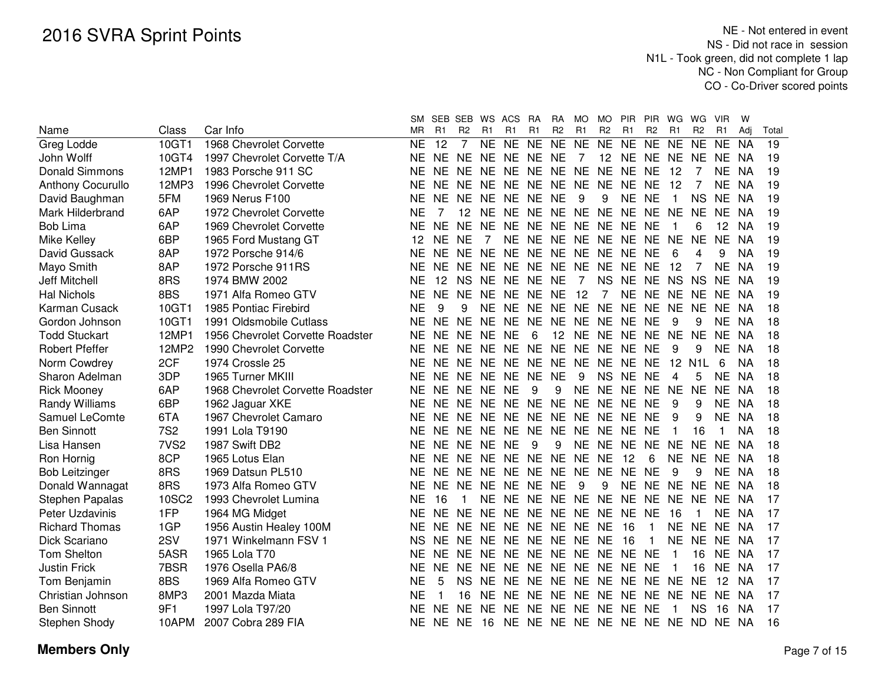# 2016 SVRA Sprint Points

NE - Not entered in event
NS - Did not race in session
N1L - Took green, did not complete 1 lap
NC - Non Compliant for Group
CO - Co-Driver scored points

| Name | Class | Car Info | SM MR | SEB R1 | SEB R2 | WS R1 | ACS R1 | RA R1 | RA R2 | MO R1 | MO R2 | PIR R1 | PIR R2 | WG R1 | WG R2 | VIR R1 | W Adj | Total |
|---|---|---|---|---|---|---|---|---|---|---|---|---|---|---|---|---|---|---|
| Greg Lodde | 10GT1 | 1968 Chevrolet Corvette | NE | 12 | 7 | NE | NE | NE | NE | NE | NE | NE | NE | NE | NE | NE | NA | 19 |
| John Wolff | 10GT4 | 1997 Chevrolet Corvette T/A | NE | NE | NE | NE | NE | NE | NE | 7 | 12 | NE | NE | NE | NE | NE | NA | 19 |
| Donald Simmons | 12MP1 | 1983 Porsche 911 SC | NE | NE | NE | NE | NE | NE | NE | NE | NE | NE | NE | 12 | 7 | NE | NA | 19 |
| Anthony Cocurullo | 12MP3 | 1996 Chevrolet Corvette | NE | NE | NE | NE | NE | NE | NE | NE | NE | NE | NE | 12 | 7 | NE | NA | 19 |
| David Baughman | 5FM | 1969 Nerus F100 | NE | NE | NE | NE | NE | NE | NE | 9 | 9 | NE | NE | 1 | NS | NE | NA | 19 |
| Mark Hilderbrand | 6AP | 1972 Chevrolet Corvette | NE | 7 | 12 | NE | NE | NE | NE | NE | NE | NE | NE | NE | NE | NE | NA | 19 |
| Bob Lima | 6AP | 1969 Chevrolet Corvette | NE | NE | NE | NE | NE | NE | NE | NE | NE | NE | NE | 1 | 6 | 12 | NA | 19 |
| Mike Kelley | 6BP | 1965 Ford Mustang GT | 12 | NE | NE | 7 | NE | NE | NE | NE | NE | NE | NE | NE | NE | NE | NA | 19 |
| David Gussack | 8AP | 1972 Porsche 914/6 | NE | NE | NE | NE | NE | NE | NE | NE | NE | NE | NE | 6 | 4 | 9 | NA | 19 |
| Mayo Smith | 8AP | 1972 Porsche 911RS | NE | NE | NE | NE | NE | NE | NE | NE | NE | NE | NE | 12 | 7 | NE | NA | 19 |
| Jeff Mitchell | 8RS | 1974 BMW 2002 | NE | 12 | NS | NE | NE | NE | NE | 7 | NS | NE | NE | NS | NS | NE | NA | 19 |
| Hal Nichols | 8BS | 1971 Alfa Romeo GTV | NE | NE | NE | NE | NE | NE | NE | 12 | 7 | NE | NE | NE | NE | NE | NA | 19 |
| Karman Cusack | 10GT1 | 1985 Pontiac Firebird | NE | 9 | 9 | NE | NE | NE | NE | NE | NE | NE | NE | NE | NE | NE | NA | 18 |
| Gordon Johnson | 10GT1 | 1991 Oldsmobile Cutlass | NE | NE | NE | NE | NE | NE | NE | NE | NE | NE | NE | 9 | 9 | NE | NA | 18 |
| Todd Stuckart | 12MP1 | 1956 Chevrolet Corvette Roadster | NE | NE | NE | NE | NE | 6 | 12 | NE | NE | NE | NE | NE | NE | NE | NA | 18 |
| Robert Pfeffer | 12MP2 | 1990 Chevrolet Corvette | NE | NE | NE | NE | NE | NE | NE | NE | NE | NE | NE | 9 | 9 | NE | NA | 18 |
| Norm Cowdrey | 2CF | 1974 Crossle 25 | NE | NE | NE | NE | NE | NE | NE | NE | NE | NE | NE | 12 | N1L | 6 | NA | 18 |
| Sharon Adelman | 3DP | 1965 Turner MKIII | NE | NE | NE | NE | NE | NE | NE | 9 | NS | NE | NE | 4 | 5 | NE | NA | 18 |
| Rick Mooney | 6AP | 1968 Chevrolet Corvette Roadster | NE | NE | NE | NE | NE | 9 | 9 | NE | NE | NE | NE | NE | NE | NE | NA | 18 |
| Randy Williams | 6BP | 1962 Jaguar XKE | NE | NE | NE | NE | NE | NE | NE | NE | NE | NE | NE | 9 | 9 | NE | NA | 18 |
| Samuel LeComte | 6TA | 1967 Chevrolet Camaro | NE | NE | NE | NE | NE | NE | NE | NE | NE | NE | NE | 9 | 9 | NE | NA | 18 |
| Ben Sinnott | 7S2 | 1991 Lola T9190 | NE | NE | NE | NE | NE | NE | NE | NE | NE | NE | NE | 1 | 16 | 1 | NA | 18 |
| Lisa Hansen | 7VS2 | 1987 Swift DB2 | NE | NE | NE | NE | NE | 9 | 9 | NE | NE | NE | NE | NE | NE | NE | NA | 18 |
| Ron Hornig | 8CP | 1965 Lotus Elan | NE | NE | NE | NE | NE | NE | NE | NE | NE | 12 | 6 | NE | NE | NE | NA | 18 |
| Bob Leitzinger | 8RS | 1969 Datsun PL510 | NE | NE | NE | NE | NE | NE | NE | NE | NE | NE | NE | 9 | 9 | NE | NA | 18 |
| Donald Wannagat | 8RS | 1973 Alfa Romeo GTV | NE | NE | NE | NE | NE | NE | NE | 9 | 9 | NE | NE | NE | NE | NE | NA | 18 |
| Stephen Papalas | 10SC2 | 1993 Chevrolet Lumina | NE | 16 | 1 | NE | NE | NE | NE | NE | NE | NE | NE | NE | NE | NE | NA | 17 |
| Peter Uzdavinis | 1FP | 1964 MG Midget | NE | NE | NE | NE | NE | NE | NE | NE | NE | NE | NE | 16 | 1 | NE | NA | 17 |
| Richard Thomas | 1GP | 1956 Austin Healey 100M | NE | NE | NE | NE | NE | NE | NE | NE | NE | 16 | 1 | NE | NE | NE | NA | 17 |
| Dick Scariano | 2SV | 1971 Winkelmann FSV 1 | NS | NE | NE | NE | NE | NE | NE | NE | NE | 16 | 1 | NE | NE | NE | NA | 17 |
| Tom Shelton | 5ASR | 1965 Lola T70 | NE | NE | NE | NE | NE | NE | NE | NE | NE | NE | NE | 1 | 16 | NE | NA | 17 |
| Justin Frick | 7BSR | 1976 Osella PA6/8 | NE | NE | NE | NE | NE | NE | NE | NE | NE | NE | NE | 1 | 16 | NE | NA | 17 |
| Tom Benjamin | 8BS | 1969 Alfa Romeo GTV | NE | 5 | NS | NE | NE | NE | NE | NE | NE | NE | NE | NE | NE | 12 | NA | 17 |
| Christian Johnson | 8MP3 | 2001 Mazda Miata | NE | 1 | 16 | NE | NE | NE | NE | NE | NE | NE | NE | NE | NE | NE | NA | 17 |
| Ben Sinnott | 9F1 | 1997 Lola T97/20 | NE | NE | NE | NE | NE | NE | NE | NE | NE | NE | NE | 1 | NS | 16 | NA | 17 |
| Stephen Shody | 10APM | 2007 Cobra 289 FIA | NE | NE | NE | 16 | NE | NE | NE | NE | NE | NE | NE | NE | ND | NE | NA | 16 |

**Members Only**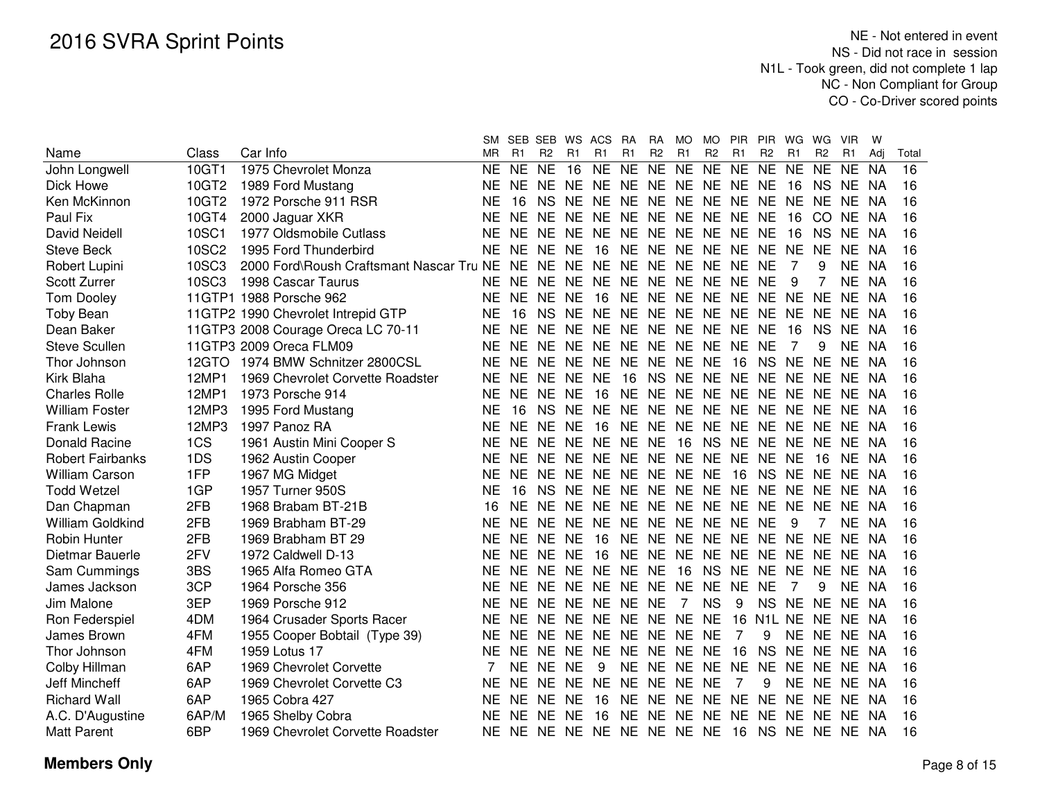# 2016 SVRA Sprint Points

NE - Not entered in event
NS - Did not race in session
N1L - Took green, did not complete 1 lap
NC - Non Compliant for Group
CO - Co-Driver scored points

| Name | Class | Car Info | SM MR | SEB R1 | SEB R2 | WS R1 | ACS R1 | RA R1 | RA R2 | MO R1 | MO R2 | PIR R1 | PIR R2 | WG R1 | WG R2 | VIR R1 | W Adj | Total |
|---|---|---|---|---|---|---|---|---|---|---|---|---|---|---|---|---|---|---|
| John Longwell | 10GT1 | 1975 Chevrolet Monza | NE | NE | NE | 16 | NE | NE | NE | NE | NE | NE | NE | NE | NE | NE | NA | 16 |
| Dick Howe | 10GT2 | 1989 Ford Mustang | NE | NE | NE | NE | NE | NE | NE | NE | NE | NE | NE | 16 | NS | NE | NA | 16 |
| Ken McKinnon | 10GT2 | 1972 Porsche 911 RSR | NE | 16 | NS | NE | NE | NE | NE | NE | NE | NE | NE | NE | NE | NE | NA | 16 |
| Paul Fix | 10GT4 | 2000 Jaguar XKR | NE | NE | NE | NE | NE | NE | NE | NE | NE | NE | NE | 16 | CO | NE | NA | 16 |
| David Neidell | 10SC1 | 1977 Oldsmobile Cutlass | NE | NE | NE | NE | NE | NE | NE | NE | NE | NE | NE | 16 | NS | NE | NA | 16 |
| Steve Beck | 10SC2 | 1995 Ford Thunderbird | NE | NE | NE | NE | 16 | NE | NE | NE | NE | NE | NE | NE | NE | NE | NA | 16 |
| Robert Lupini | 10SC3 | 2000 Ford\Roush Craftsmant Nascar Tru | NE | NE | NE | NE | NE | NE | NE | NE | NE | NE | NE | 7 | 9 | NE | NA | 16 |
| Scott Zurrer | 10SC3 | 1998 Cascar Taurus | NE | NE | NE | NE | NE | NE | NE | NE | NE | NE | NE | 9 | 7 | NE | NA | 16 |
| Tom Dooley | 11GTP1 | 1988 Porsche 962 | NE | NE | NE | NE | 16 | NE | NE | NE | NE | NE | NE | NE | NE | NE | NA | 16 |
| Toby Bean | 11GTP2 | 1990 Chevrolet Intrepid GTP | NE | 16 | NS | NE | NE | NE | NE | NE | NE | NE | NE | NE | NE | NE | NA | 16 |
| Dean Baker | 11GTP3 | 2008 Courage Oreca LC 70-11 | NE | NE | NE | NE | NE | NE | NE | NE | NE | NE | NE | 16 | NS | NE | NA | 16 |
| Steve Scullen | 11GTP3 | 2009 Oreca FLM09 | NE | NE | NE | NE | NE | NE | NE | NE | NE | NE | NE | 7 | 9 | NE | NA | 16 |
| Thor Johnson | 12GTO | 1974 BMW Schnitzer 2800CSL | NE | NE | NE | NE | NE | NE | NE | NE | NE | 16 | NS | NE | NE | NE | NA | 16 |
| Kirk Blaha | 12MP1 | 1969 Chevrolet Corvette Roadster | NE | NE | NE | NE | NE | 16 | NS | NE | NE | NE | NE | NE | NE | NE | NA | 16 |
| Charles Rolle | 12MP1 | 1973 Porsche 914 | NE | NE | NE | NE | 16 | NE | NE | NE | NE | NE | NE | NE | NE | NE | NA | 16 |
| William Foster | 12MP3 | 1995 Ford Mustang | NE | 16 | NS | NE | NE | NE | NE | NE | NE | NE | NE | NE | NE | NE | NA | 16 |
| Frank Lewis | 12MP3 | 1997 Panoz RA | NE | NE | NE | NE | 16 | NE | NE | NE | NE | NE | NE | NE | NE | NE | NA | 16 |
| Donald Racine | 1CS | 1961 Austin Mini Cooper S | NE | NE | NE | NE | NE | NE | NE | 16 | NS | NE | NE | NE | NE | NE | NA | 16 |
| Robert Fairbanks | 1DS | 1962 Austin Cooper | NE | NE | NE | NE | NE | NE | NE | NE | NE | NE | NE | NE | 16 | NE | NA | 16 |
| William Carson | 1FP | 1967 MG Midget | NE | NE | NE | NE | NE | NE | NE | NE | NE | 16 | NS | NE | NE | NE | NA | 16 |
| Todd Wetzel | 1GP | 1957 Turner 950S | NE | 16 | NS | NE | NE | NE | NE | NE | NE | NE | NE | NE | NE | NE | NA | 16 |
| Dan Chapman | 2FB | 1968 Brabam BT-21B | 16 | NE | NE | NE | NE | NE | NE | NE | NE | NE | NE | NE | NE | NE | NA | 16 |
| William Goldkind | 2FB | 1969 Brabham BT-29 | NE | NE | NE | NE | NE | NE | NE | NE | NE | NE | NE | 9 | 7 | NE | NA | 16 |
| Robin Hunter | 2FB | 1969 Brabham BT 29 | NE | NE | NE | NE | 16 | NE | NE | NE | NE | NE | NE | NE | NE | NE | NA | 16 |
| Dietmar Bauerle | 2FV | 1972 Caldwell D-13 | NE | NE | NE | NE | 16 | NE | NE | NE | NE | NE | NE | NE | NE | NE | NA | 16 |
| Sam Cummings | 3BS | 1965 Alfa Romeo GTA | NE | NE | NE | NE | NE | NE | NE | 16 | NS | NE | NE | NE | NE | NE | NA | 16 |
| James Jackson | 3CP | 1964 Porsche 356 | NE | NE | NE | NE | NE | NE | NE | NE | NE | NE | NE | 7 | 9 | NE | NA | 16 |
| Jim Malone | 3EP | 1969 Porsche 912 | NE | NE | NE | NE | NE | NE | NE | 7 | NS | 9 | NS | NE | NE | NE | NA | 16 |
| Ron Federspiel | 4DM | 1964 Crusader Sports Racer | NE | NE | NE | NE | NE | NE | NE | NE | NE | 16 | N1L | NE | NE | NE | NA | 16 |
| James Brown | 4FM | 1955 Cooper Bobtail (Type 39) | NE | NE | NE | NE | NE | NE | NE | NE | NE | 7 | 9 | NE | NE | NE | NA | 16 |
| Thor Johnson | 4FM | 1959 Lotus 17 | NE | NE | NE | NE | NE | NE | NE | NE | NE | 16 | NS | NE | NE | NE | NA | 16 |
| Colby Hillman | 6AP | 1969 Chevrolet Corvette | 7 | NE | NE | NE | 9 | NE | NE | NE | NE | NE | NE | NE | NE | NE | NA | 16 |
| Jeff Mincheff | 6AP | 1969 Chevrolet Corvette C3 | NE | NE | NE | NE | NE | NE | NE | NE | NE | 7 | 9 | NE | NE | NE | NA | 16 |
| Richard Wall | 6AP | 1965 Cobra 427 | NE | NE | NE | NE | 16 | NE | NE | NE | NE | NE | NE | NE | NE | NE | NA | 16 |
| A.C. D'Augustine | 6AP/M | 1965 Shelby Cobra | NE | NE | NE | NE | 16 | NE | NE | NE | NE | NE | NE | NE | NE | NE | NA | 16 |
| Matt Parent | 6BP | 1969 Chevrolet Corvette Roadster | NE | NE | NE | NE | NE | NE | NE | NE | NE | 16 | NS | NE | NE | NE | NA | 16 |

**Members Only**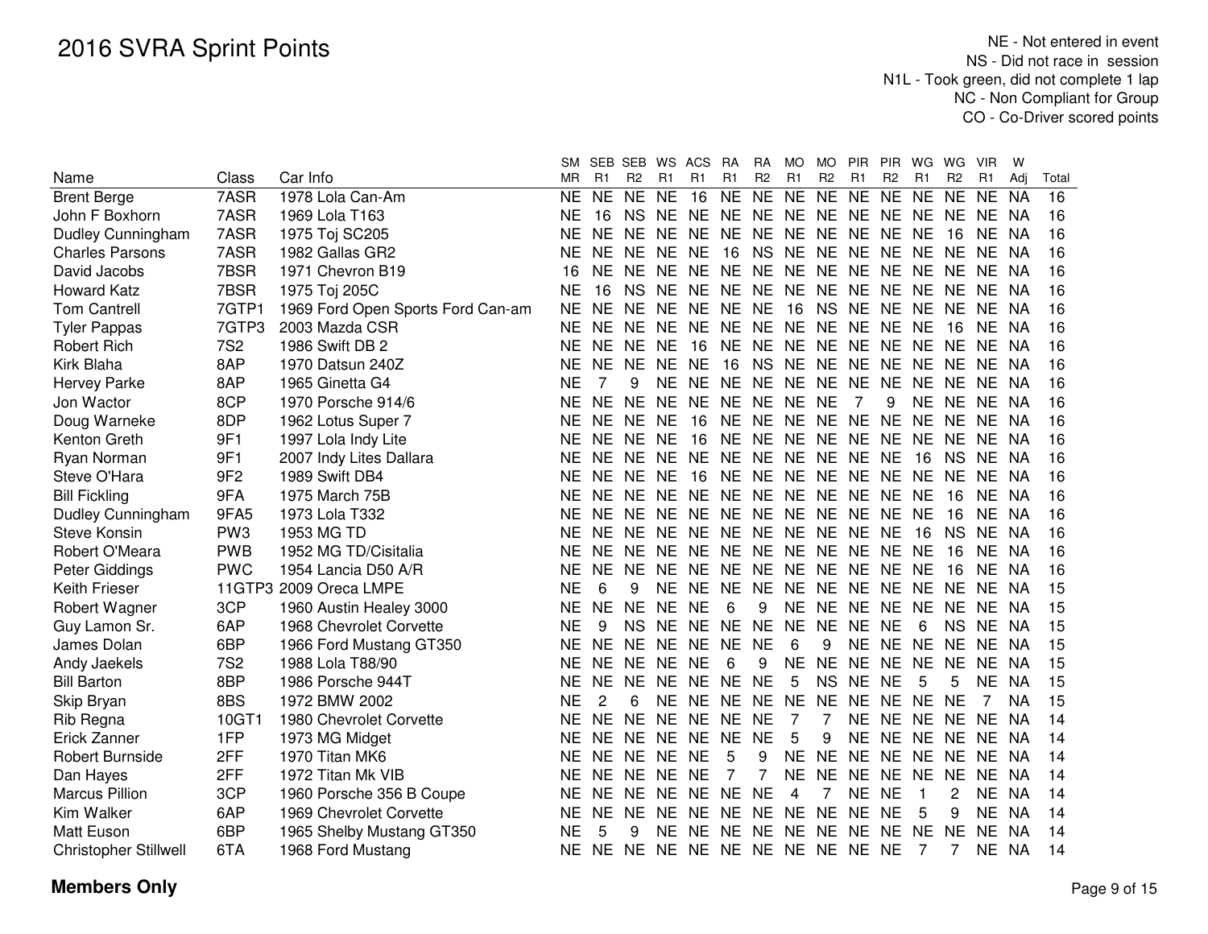# 2016 SVRA Sprint Points

NE - Not entered in event
NS - Did not race in session
N1L - Took green, did not complete 1 lap
NC - Non Compliant for Group
CO - Co-Driver scored points

| Name | Class | Car Info | SM MR | SEB R1 | SEB R2 | WS R1 | ACS R1 | RA R1 | RA R2 | MO R1 | MO R2 | PIR R1 | PIR R2 | WG R1 | WG R2 | VIR R1 | W Adj | Total |
|---|---|---|---|---|---|---|---|---|---|---|---|---|---|---|---|---|---|---|
| Brent Berge | 7ASR | 1978 Lola Can-Am | NE | NE | NE | NE | 16 | NE | NE | NE | NE | NE | NE | NE | NE | NE | NA | 16 |
| John F Boxhorn | 7ASR | 1969 Lola T163 | NE | 16 | NS | NE | NE | NE | NE | NE | NE | NE | NE | NE | NE | NE | NA | 16 |
| Dudley Cunningham | 7ASR | 1975 Toj SC205 | NE | NE | NE | NE | NE | NE | NE | NE | NE | NE | NE | NE | 16 | NE | NA | 16 |
| Charles Parsons | 7ASR | 1982 Gallas GR2 | NE | NE | NE | NE | NE | 16 | NS | NE | NE | NE | NE | NE | NE | NE | NA | 16 |
| David Jacobs | 7BSR | 1971 Chevron B19 | 16 | NE | NE | NE | NE | NE | NE | NE | NE | NE | NE | NE | NE | NE | NA | 16 |
| Howard Katz | 7BSR | 1975 Toj 205C | NE | 16 | NS | NE | NE | NE | NE | NE | NE | NE | NE | NE | NE | NE | NA | 16 |
| Tom Cantrell | 7GTP1 | 1969 Ford Open Sports Ford Can-am | NE | NE | NE | NE | NE | NE | NE | 16 | NS | NE | NE | NE | NE | NE | NA | 16 |
| Tyler Pappas | 7GTP3 | 2003 Mazda CSR | NE | NE | NE | NE | NE | NE | NE | NE | NE | NE | NE | NE | 16 | NE | NA | 16 |
| Robert Rich | 7S2 | 1986 Swift DB 2 | NE | NE | NE | NE | 16 | NE | NE | NE | NE | NE | NE | NE | NE | NE | NA | 16 |
| Kirk Blaha | 8AP | 1970 Datsun 240Z | NE | NE | NE | NE | NE | 16 | NS | NE | NE | NE | NE | NE | NE | NE | NA | 16 |
| Hervey Parke | 8AP | 1965 Ginetta G4 | NE | 7 | 9 | NE | NE | NE | NE | NE | NE | NE | NE | NE | NE | NE | NA | 16 |
| Jon Wactor | 8CP | 1970 Porsche 914/6 | NE | NE | NE | NE | NE | NE | NE | NE | NE | 7 | 9 | NE | NE | NE | NA | 16 |
| Doug Warneke | 8DP | 1962 Lotus Super 7 | NE | NE | NE | NE | 16 | NE | NE | NE | NE | NE | NE | NE | NE | NE | NA | 16 |
| Kenton Greth | 9F1 | 1997 Lola Indy Lite | NE | NE | NE | NE | 16 | NE | NE | NE | NE | NE | NE | NE | NE | NE | NA | 16 |
| Ryan Norman | 9F1 | 2007 Indy Lites Dallara | NE | NE | NE | NE | NE | NE | NE | NE | NE | NE | NE | 16 | NS | NE | NA | 16 |
| Steve O'Hara | 9F2 | 1989 Swift DB4 | NE | NE | NE | NE | 16 | NE | NE | NE | NE | NE | NE | NE | NE | NE | NA | 16 |
| Bill Fickling | 9FA | 1975 March 75B | NE | NE | NE | NE | NE | NE | NE | NE | NE | NE | NE | NE | 16 | NE | NA | 16 |
| Dudley Cunningham | 9FA5 | 1973 Lola T332 | NE | NE | NE | NE | NE | NE | NE | NE | NE | NE | NE | NE | 16 | NE | NA | 16 |
| Steve Konsin | PW3 | 1953 MG TD | NE | NE | NE | NE | NE | NE | NE | NE | NE | NE | NE | 16 | NS | NE | NA | 16 |
| Robert O'Meara | PWB | 1952 MG TD/Cisitalia | NE | NE | NE | NE | NE | NE | NE | NE | NE | NE | NE | NE | 16 | NE | NA | 16 |
| Peter Giddings | PWC | 1954 Lancia D50 A/R | NE | NE | NE | NE | NE | NE | NE | NE | NE | NE | NE | NE | 16 | NE | NA | 16 |
| Keith Frieser | 11GTP3 | 2009 Oreca LMPE | NE | 6 | 9 | NE | NE | NE | NE | NE | NE | NE | NE | NE | NE | NE | NA | 15 |
| Robert Wagner | 3CP | 1960 Austin Healey 3000 | NE | NE | NE | NE | NE | 6 | 9 | NE | NE | NE | NE | NE | NE | NE | NA | 15 |
| Guy Lamon Sr. | 6AP | 1968 Chevrolet Corvette | NE | 9 | NS | NE | NE | NE | NE | NE | NE | NE | NE | 6 | NS | NE | NA | 15 |
| James Dolan | 6BP | 1966 Ford Mustang GT350 | NE | NE | NE | NE | NE | NE | NE | 6 | 9 | NE | NE | NE | NE | NE | NA | 15 |
| Andy Jaekels | 7S2 | 1988 Lola T88/90 | NE | NE | NE | NE | NE | 6 | 9 | NE | NE | NE | NE | NE | NE | NE | NA | 15 |
| Bill Barton | 8BP | 1986 Porsche 944T | NE | NE | NE | NE | NE | NE | NE | 5 | NS | NE | NE | 5 | 5 | NE | NA | 15 |
| Skip Bryan | 8BS | 1972 BMW 2002 | NE | 2 | 6 | NE | NE | NE | NE | NE | NE | NE | NE | NE | NE | 7 | NA | 15 |
| Rib Regna | 10GT1 | 1980 Chevrolet Corvette | NE | NE | NE | NE | NE | NE | NE | 7 | 7 | NE | NE | NE | NE | NE | NA | 14 |
| Erick Zanner | 1FP | 1973 MG Midget | NE | NE | NE | NE | NE | NE | NE | 5 | 9 | NE | NE | NE | NE | NE | NA | 14 |
| Robert Burnside | 2FF | 1970 Titan MK6 | NE | NE | NE | NE | NE | 5 | 9 | NE | NE | NE | NE | NE | NE | NE | NA | 14 |
| Dan Hayes | 2FF | 1972 Titan Mk VIB | NE | NE | NE | NE | NE | 7 | 7 | NE | NE | NE | NE | NE | NE | NE | NA | 14 |
| Marcus Pillion | 3CP | 1960 Porsche 356 B Coupe | NE | NE | NE | NE | NE | NE | NE | 4 | 7 | NE | NE | 1 | 2 | NE | NA | 14 |
| Kim Walker | 6AP | 1969 Chevrolet Corvette | NE | NE | NE | NE | NE | NE | NE | NE | NE | NE | NE | 5 | 9 | NE | NA | 14 |
| Matt Euson | 6BP | 1965 Shelby Mustang GT350 | NE | 5 | 9 | NE | NE | NE | NE | NE | NE | NE | NE | NE | NE | NE | NA | 14 |
| Christopher Stillwell | 6TA | 1968 Ford Mustang | NE | NE | NE | NE | NE | NE | NE | NE | NE | NE | NE | 7 | 7 | NE | NA | 14 |

**Members Only**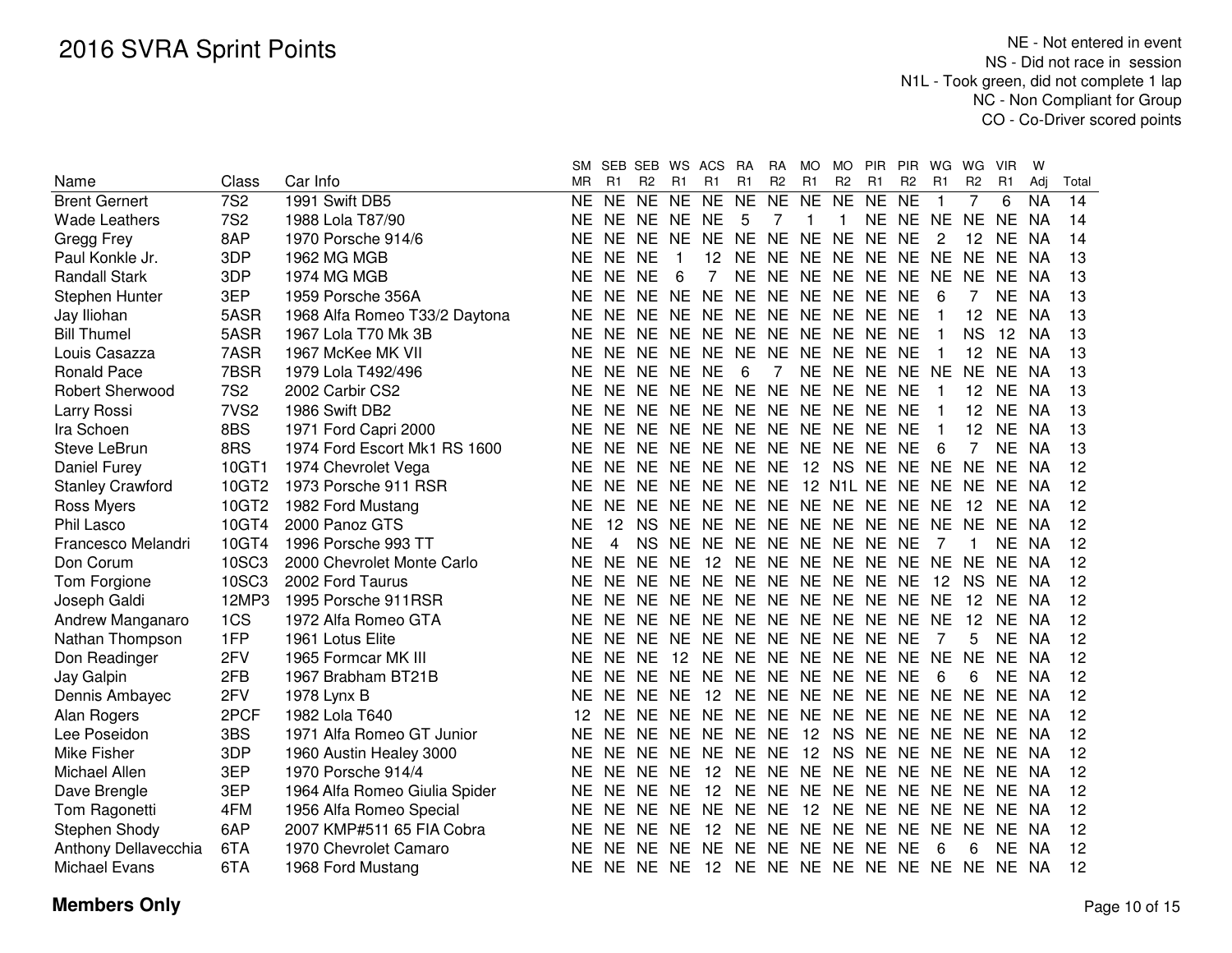# 2016 SVRA Sprint Points

NE - Not entered in event
NS - Did not race in session
N1L - Took green, did not complete 1 lap
NC - Non Compliant for Group
CO - Co-Driver scored points

| Name | Class | Car Info | SM MR | SEB R1 | SEB R2 | WS R1 | ACS R1 | RA R1 | RA R2 | MO R1 | MO R2 | PIR R1 | PIR R2 | WG R1 | WG R2 | VIR R1 | W Adj | Total |
|---|---|---|---|---|---|---|---|---|---|---|---|---|---|---|---|---|---|---|
| Brent Gernert | 7S2 | 1991 Swift DB5 | NE | NE | NE | NE | NE | NE | NE | NE | NE | NE | NE | 1 | 7 | 6 | NA | 14 |
| Wade Leathers | 7S2 | 1988 Lola T87/90 | NE | NE | NE | NE | NE | 5 | 7 | 1 | 1 | NE | NE | NE | NE | NE | NA | 14 |
| Gregg Frey | 8AP | 1970 Porsche 914/6 | NE | NE | NE | NE | NE | NE | NE | NE | NE | NE | NE | 2 | 12 | NE | NA | 14 |
| Paul Konkle Jr. | 3DP | 1962 MG MGB | NE | NE | NE | 1 | 12 | NE | NE | NE | NE | NE | NE | NE | NE | NE | NA | 13 |
| Randall Stark | 3DP | 1974 MG MGB | NE | NE | NE | 6 | 7 | NE | NE | NE | NE | NE | NE | NE | NE | NE | NA | 13 |
| Stephen Hunter | 3EP | 1959 Porsche 356A | NE | NE | NE | NE | NE | NE | NE | NE | NE | NE | NE | 6 | 7 | NE | NA | 13 |
| Jay Iliohan | 5ASR | 1968 Alfa Romeo T33/2 Daytona | NE | NE | NE | NE | NE | NE | NE | NE | NE | NE | NE | 1 | 12 | NE | NA | 13 |
| Bill Thumel | 5ASR | 1967 Lola T70 Mk 3B | NE | NE | NE | NE | NE | NE | NE | NE | NE | NE | NE | 1 | NS | 12 | NA | 13 |
| Louis Casazza | 7ASR | 1967 McKee MK VII | NE | NE | NE | NE | NE | NE | NE | NE | NE | NE | NE | 1 | 12 | NE | NA | 13 |
| Ronald Pace | 7BSR | 1979 Lola T492/496 | NE | NE | NE | NE | NE | 6 | 7 | NE | NE | NE | NE | NE | NE | NE | NA | 13 |
| Robert Sherwood | 7S2 | 2002 Carbir CS2 | NE | NE | NE | NE | NE | NE | NE | NE | NE | NE | NE | 1 | 12 | NE | NA | 13 |
| Larry Rossi | 7VS2 | 1986 Swift DB2 | NE | NE | NE | NE | NE | NE | NE | NE | NE | NE | NE | 1 | 12 | NE | NA | 13 |
| Ira Schoen | 8BS | 1971 Ford Capri 2000 | NE | NE | NE | NE | NE | NE | NE | NE | NE | NE | NE | 1 | 12 | NE | NA | 13 |
| Steve LeBrun | 8RS | 1974 Ford Escort Mk1 RS 1600 | NE | NE | NE | NE | NE | NE | NE | NE | NE | NE | NE | 6 | 7 | NE | NA | 13 |
| Daniel Furey | 10GT1 | 1974 Chevrolet Vega | NE | NE | NE | NE | NE | NE | NE | 12 | NS | NE | NE | NE | NE | NE | NA | 12 |
| Stanley Crawford | 10GT2 | 1973 Porsche 911 RSR | NE | NE | NE | NE | NE | NE | NE | 12 | N1L | NE | NE | NE | NE | NE | NA | 12 |
| Ross Myers | 10GT2 | 1982 Ford Mustang | NE | NE | NE | NE | NE | NE | NE | NE | NE | NE | NE | NE | 12 | NE | NA | 12 |
| Phil Lasco | 10GT4 | 2000 Panoz GTS | NE | 12 | NS | NE | NE | NE | NE | NE | NE | NE | NE | NE | NE | NE | NA | 12 |
| Francesco Melandri | 10GT4 | 1996 Porsche 993 TT | NE | 4 | NS | NE | NE | NE | NE | NE | NE | NE | NE | 7 | 1 | NE | NA | 12 |
| Don Corum | 10SC3 | 2000 Chevrolet Monte Carlo | NE | NE | NE | NE | 12 | NE | NE | NE | NE | NE | NE | NE | NE | NE | NA | 12 |
| Tom Forgione | 10SC3 | 2002 Ford Taurus | NE | NE | NE | NE | NE | NE | NE | NE | NE | NE | NE | 12 | NS | NE | NA | 12 |
| Joseph Galdi | 12MP3 | 1995 Porsche 911RSR | NE | NE | NE | NE | NE | NE | NE | NE | NE | NE | NE | NE | 12 | NE | NA | 12 |
| Andrew Manganaro | 1CS | 1972 Alfa Romeo GTA | NE | NE | NE | NE | NE | NE | NE | NE | NE | NE | NE | NE | 12 | NE | NA | 12 |
| Nathan Thompson | 1FP | 1961 Lotus Elite | NE | NE | NE | NE | NE | NE | NE | NE | NE | NE | NE | 7 | 5 | NE | NA | 12 |
| Don Readinger | 2FV | 1965 Formcar MK III | NE | NE | NE | 12 | NE | NE | NE | NE | NE | NE | NE | NE | NE | NE | NA | 12 |
| Jay Galpin | 2FB | 1967 Brabham BT21B | NE | NE | NE | NE | NE | NE | NE | NE | NE | NE | NE | 6 | 6 | NE | NA | 12 |
| Dennis Ambayec | 2FV | 1978 Lynx B | NE | NE | NE | NE | 12 | NE | NE | NE | NE | NE | NE | NE | NE | NE | NA | 12 |
| Alan Rogers | 2PCF | 1982 Lola T640 | 12 | NE | NE | NE | NE | NE | NE | NE | NE | NE | NE | NE | NE | NE | NA | 12 |
| Lee Poseidon | 3BS | 1971 Alfa Romeo GT Junior | NE | NE | NE | NE | NE | NE | NE | 12 | NS | NE | NE | NE | NE | NE | NA | 12 |
| Mike Fisher | 3DP | 1960 Austin Healey 3000 | NE | NE | NE | NE | NE | NE | NE | 12 | NS | NE | NE | NE | NE | NE | NA | 12 |
| Michael Allen | 3EP | 1970 Porsche 914/4 | NE | NE | NE | NE | 12 | NE | NE | NE | NE | NE | NE | NE | NE | NE | NA | 12 |
| Dave Brengle | 3EP | 1964 Alfa Romeo Giulia Spider | NE | NE | NE | NE | 12 | NE | NE | NE | NE | NE | NE | NE | NE | NE | NA | 12 |
| Tom Ragonetti | 4FM | 1956 Alfa Romeo Special | NE | NE | NE | NE | NE | NE | NE | 12 | NE | NE | NE | NE | NE | NE | NA | 12 |
| Stephen Shody | 6AP | 2007 KMP#511 65 FIA Cobra | NE | NE | NE | NE | 12 | NE | NE | NE | NE | NE | NE | NE | NE | NE | NA | 12 |
| Anthony Dellavecchia | 6TA | 1970 Chevrolet Camaro | NE | NE | NE | NE | NE | NE | NE | NE | NE | NE | NE | 6 | 6 | NE | NA | 12 |
| Michael Evans | 6TA | 1968 Ford Mustang | NE | NE | NE | NE | 12 | NE | NE | NE | NE | NE | NE | NE | NE | NE | NA | 12 |

**Members Only**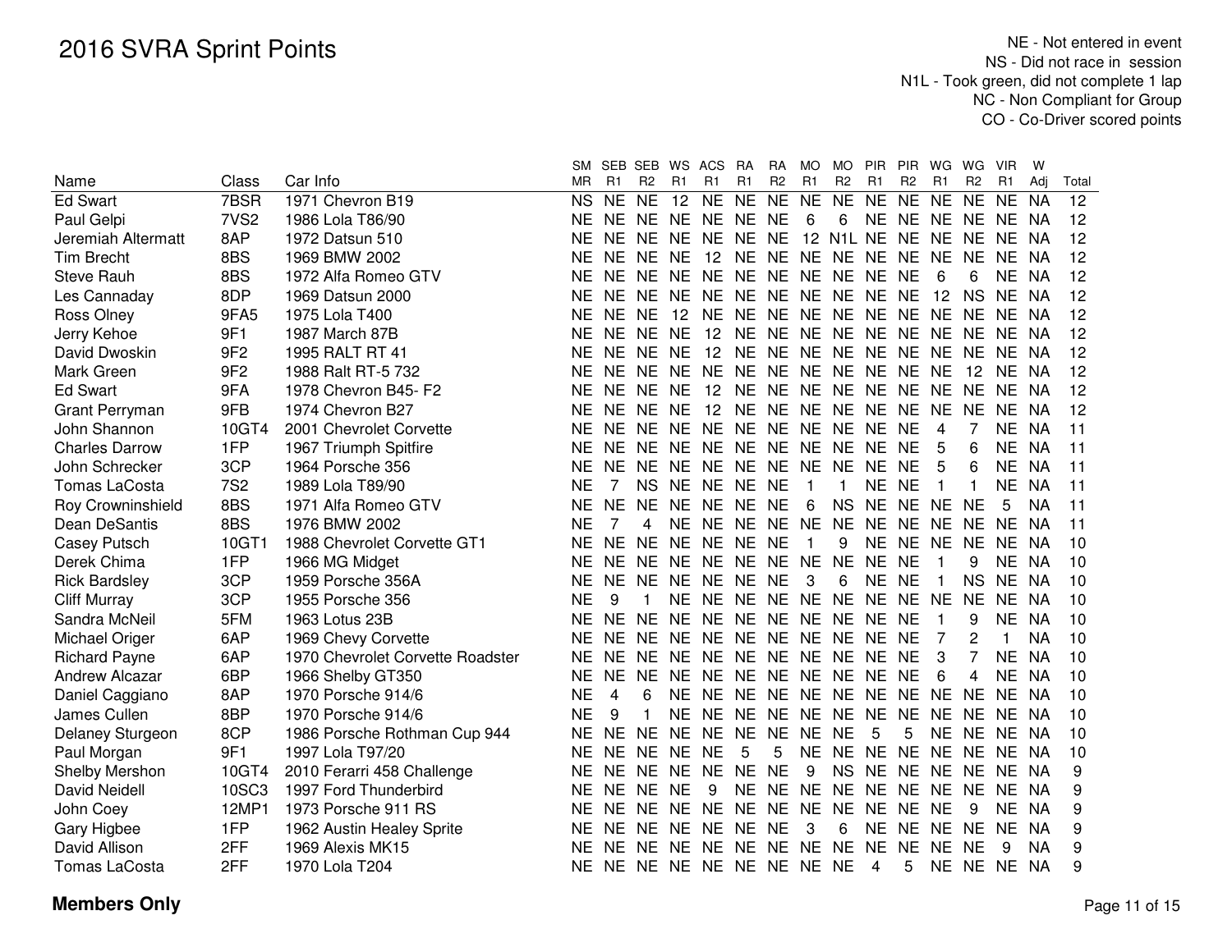# 2016 SVRA Sprint Points

NE - Not entered in event
NS - Did not race in session
N1L - Took green, did not complete 1 lap
NC - Non Compliant for Group
CO - Co-Driver scored points

| Name | Class | Car Info | SM MR | SEB R1 | SEB R2 | WS R1 | ACS R1 | RA R1 | RA R2 | MO R1 | MO R2 | PIR R1 | PIR R2 | WG R1 | WG R2 | VIR R1 | W Adj | Total |
|---|---|---|---|---|---|---|---|---|---|---|---|---|---|---|---|---|---|---|
| Ed Swart | 7BSR | 1971 Chevron B19 | NS | NE | NE | 12 | NE | NE | NE | NE | NE | NE | NE | NE | NE | NE | NA | 12 |
| Paul Gelpi | 7VS2 | 1986 Lola T86/90 | NE | NE | NE | NE | NE | NE | NE | 6 | 6 | NE | NE | NE | NE | NE | NA | 12 |
| Jeremiah Altermatt | 8AP | 1972 Datsun 510 | NE | NE | NE | NE | NE | NE | NE | 12 | N1L | NE | NE | NE | NE | NE | NA | 12 |
| Tim Brecht | 8BS | 1969 BMW 2002 | NE | NE | NE | NE | 12 | NE | NE | NE | NE | NE | NE | NE | NE | NE | NA | 12 |
| Steve Rauh | 8BS | 1972 Alfa Romeo GTV | NE | NE | NE | NE | NE | NE | NE | NE | NE | NE | NE | 6 | 6 | NE | NA | 12 |
| Les Cannaday | 8DP | 1969 Datsun 2000 | NE | NE | NE | NE | NE | NE | NE | NE | NE | NE | NE | 12 | NS | NE | NA | 12 |
| Ross Olney | 9FA5 | 1975 Lola T400 | NE | NE | NE | 12 | NE | NE | NE | NE | NE | NE | NE | NE | NE | NE | NA | 12 |
| Jerry Kehoe | 9F1 | 1987 March 87B | NE | NE | NE | NE | 12 | NE | NE | NE | NE | NE | NE | NE | NE | NE | NA | 12 |
| David Dwoskin | 9F2 | 1995 RALT RT 41 | NE | NE | NE | NE | 12 | NE | NE | NE | NE | NE | NE | NE | NE | NE | NA | 12 |
| Mark Green | 9F2 | 1988 Ralt RT-5 732 | NE | NE | NE | NE | NE | NE | NE | NE | NE | NE | NE | NE | 12 | NE | NA | 12 |
| Ed Swart | 9FA | 1978 Chevron B45- F2 | NE | NE | NE | NE | 12 | NE | NE | NE | NE | NE | NE | NE | NE | NE | NA | 12 |
| Grant Perryman | 9FB | 1974 Chevron B27 | NE | NE | NE | NE | 12 | NE | NE | NE | NE | NE | NE | NE | NE | NE | NA | 12 |
| John Shannon | 10GT4 | 2001 Chevrolet Corvette | NE | NE | NE | NE | NE | NE | NE | NE | NE | NE | NE | 4 | 7 | NE | NA | 11 |
| Charles Darrow | 1FP | 1967 Triumph Spitfire | NE | NE | NE | NE | NE | NE | NE | NE | NE | NE | NE | 5 | 6 | NE | NA | 11 |
| John Schrecker | 3CP | 1964 Porsche 356 | NE | NE | NE | NE | NE | NE | NE | NE | NE | NE | NE | 5 | 6 | NE | NA | 11 |
| Tomas LaCosta | 7S2 | 1989 Lola T89/90 | NE | 7 | NS | NE | NE | NE | NE | 1 | 1 | NE | NE | 1 | 1 | NE | NA | 11 |
| Roy Crowninshield | 8BS | 1971 Alfa Romeo GTV | NE | NE | NE | NE | NE | NE | NE | 6 | NS | NE | NE | NE | NE | 5 | NA | 11 |
| Dean DeSantis | 8BS | 1976 BMW 2002 | NE | 7 | 4 | NE | NE | NE | NE | NE | NE | NE | NE | NE | NE | NE | NA | 11 |
| Casey Putsch | 10GT1 | 1988 Chevrolet Corvette GT1 | NE | NE | NE | NE | NE | NE | NE | 1 | 9 | NE | NE | NE | NE | NE | NA | 10 |
| Derek Chima | 1FP | 1966 MG Midget | NE | NE | NE | NE | NE | NE | NE | NE | NE | NE | NE | 1 | 9 | NE | NA | 10 |
| Rick Bardsley | 3CP | 1959 Porsche 356A | NE | NE | NE | NE | NE | NE | NE | 3 | 6 | NE | NE | 1 | NS | NE | NA | 10 |
| Cliff Murray | 3CP | 1955 Porsche 356 | NE | 9 | 1 | NE | NE | NE | NE | NE | NE | NE | NE | NE | NE | NE | NA | 10 |
| Sandra McNeil | 5FM | 1963 Lotus 23B | NE | NE | NE | NE | NE | NE | NE | NE | NE | NE | NE | 1 | 9 | NE | NA | 10 |
| Michael Origer | 6AP | 1969 Chevy Corvette | NE | NE | NE | NE | NE | NE | NE | NE | NE | NE | NE | 7 | 2 | 1 | NA | 10 |
| Richard Payne | 6AP | 1970 Chevrolet Corvette Roadster | NE | NE | NE | NE | NE | NE | NE | NE | NE | NE | NE | 3 | 7 | NE | NA | 10 |
| Andrew Alcazar | 6BP | 1966 Shelby GT350 | NE | NE | NE | NE | NE | NE | NE | NE | NE | NE | NE | 6 | 4 | NE | NA | 10 |
| Daniel Caggiano | 8AP | 1970 Porsche 914/6 | NE | 4 | 6 | NE | NE | NE | NE | NE | NE | NE | NE | NE | NE | NE | NA | 10 |
| James Cullen | 8BP | 1970 Porsche 914/6 | NE | 9 | 1 | NE | NE | NE | NE | NE | NE | NE | NE | NE | NE | NE | NA | 10 |
| Delaney Sturgeon | 8CP | 1986 Porsche Rothman Cup 944 | NE | NE | NE | NE | NE | NE | NE | NE | NE | 5 | 5 | NE | NE | NE | NA | 10 |
| Paul Morgan | 9F1 | 1997 Lola T97/20 | NE | NE | NE | NE | NE | 5 | 5 | NE | NE | NE | NE | NE | NE | NE | NA | 10 |
| Shelby Mershon | 10GT4 | 2010 Ferarri 458 Challenge | NE | NE | NE | NE | NE | NE | NE | 9 | NS | NE | NE | NE | NE | NE | NA | 9 |
| David Neidell | 10SC3 | 1997 Ford Thunderbird | NE | NE | NE | NE | 9 | NE | NE | NE | NE | NE | NE | NE | NE | NE | NA | 9 |
| John Coey | 12MP1 | 1973 Porsche 911 RS | NE | NE | NE | NE | NE | NE | NE | NE | NE | NE | NE | NE | 9 | NE | NA | 9 |
| Gary Higbee | 1FP | 1962 Austin Healey Sprite | NE | NE | NE | NE | NE | NE | NE | 3 | 6 | NE | NE | NE | NE | NE | NA | 9 |
| David Allison | 2FF | 1969 Alexis MK15 | NE | NE | NE | NE | NE | NE | NE | NE | NE | NE | NE | NE | NE | 9 | NA | 9 |
| Tomas LaCosta | 2FF | 1970 Lola T204 | NE | NE | NE | NE | NE | NE | NE | NE | NE | 4 | 5 | NE | NE | NE | NA | 9 |

**Members Only**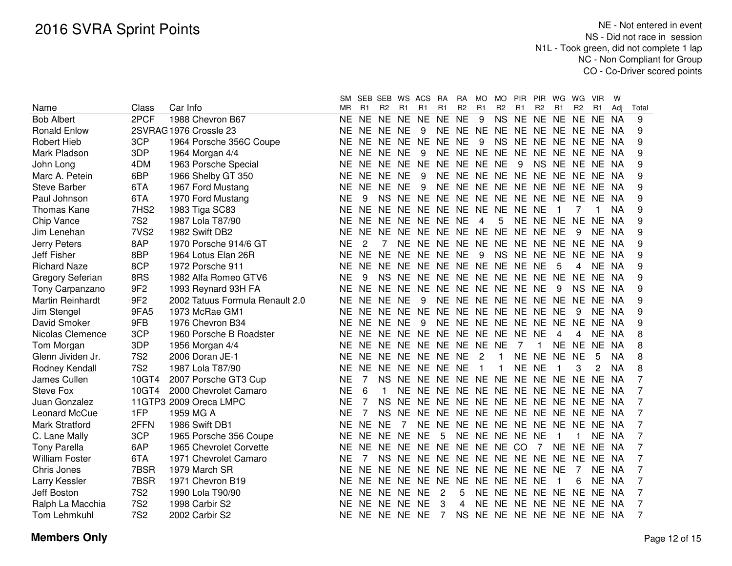# 2016 SVRA Sprint Points

NE - Not entered in event
NS - Did not race in session
N1L - Took green, did not complete 1 lap
NC - Non Compliant for Group
CO - Co-Driver scored points

| Name | Class | Car Info | SM MR | SEB R1 | SEB R2 | WS R1 | ACS R1 | RA R1 | RA R2 | MO R1 | MO R2 | PIR R1 | PIR R2 | WG R1 | WG R2 | VIR R1 | W Adj | Total |
|---|---|---|---|---|---|---|---|---|---|---|---|---|---|---|---|---|---|---|
| Bob Albert | 2PCF | 1988 Chevron B67 | NE | NE | NE | NE | NE | NE | NE | 9 | NS | NE | NE | NE | NE | NE | NA | 9 |
| Ronald Enlow | 2SVRAG | 1976 Crossle 23 | NE | NE | NE | NE | 9 | NE | NE | NE | NE | NE | NE | NE | NE | NE | NA | 9 |
| Robert Hieb | 3CP | 1964 Porsche 356C Coupe | NE | NE | NE | NE | NE | NE | NE | 9 | NS | NE | NE | NE | NE | NE | NA | 9 |
| Mark Pladson | 3DP | 1964 Morgan 4/4 | NE | NE | NE | NE | 9 | NE | NE | NE | NE | NE | NE | NE | NE | NE | NA | 9 |
| John Long | 4DM | 1963 Porsche Special | NE | NE | NE | NE | NE | NE | NE | NE | NE | 9 | NS | NE | NE | NE | NA | 9 |
| Marc A. Petein | 6BP | 1966 Shelby GT 350 | NE | NE | NE | NE | 9 | NE | NE | NE | NE | NE | NE | NE | NE | NE | NA | 9 |
| Steve Barber | 6TA | 1967 Ford Mustang | NE | NE | NE | NE | 9 | NE | NE | NE | NE | NE | NE | NE | NE | NE | NA | 9 |
| Paul Johnson | 6TA | 1970 Ford Mustang | NE | 9 | NS | NE | NE | NE | NE | NE | NE | NE | NE | NE | NE | NE | NA | 9 |
| Thomas Kane | 7HS2 | 1983 Tiga SC83 | NE | NE | NE | NE | NE | NE | NE | NE | NE | NE | NE | 1 | 7 | 1 | NA | 9 |
| Chip Vance | 7S2 | 1987 Lola T87/90 | NE | NE | NE | NE | NE | NE | NE | 4 | 5 | NE | NE | NE | NE | NE | NA | 9 |
| Jim Lenehan | 7VS2 | 1982 Swift DB2 | NE | NE | NE | NE | NE | NE | NE | NE | NE | NE | NE | NE | 9 | NE | NA | 9 |
| Jerry Peters | 8AP | 1970 Porsche 914/6 GT | NE | 2 | 7 | NE | NE | NE | NE | NE | NE | NE | NE | NE | NE | NE | NA | 9 |
| Jeff Fisher | 8BP | 1964 Lotus Elan 26R | NE | NE | NE | NE | NE | NE | NE | 9 | NS | NE | NE | NE | NE | NE | NA | 9 |
| Richard Naze | 8CP | 1972 Porsche 911 | NE | NE | NE | NE | NE | NE | NE | NE | NE | NE | NE | 5 | 4 | NE | NA | 9 |
| Gregory Seferian | 8RS | 1982 Alfa Romeo GTV6 | NE | 9 | NS | NE | NE | NE | NE | NE | NE | NE | NE | NE | NE | NE | NA | 9 |
| Tony Carpanzano | 9F2 | 1993 Reynard 93H FA | NE | NE | NE | NE | NE | NE | NE | NE | NE | NE | NE | 9 | NS | NE | NA | 9 |
| Martin Reinhardt | 9F2 | 2002 Tatuus Formula Renault 2.0 | NE | NE | NE | NE | 9 | NE | NE | NE | NE | NE | NE | NE | NE | NE | NA | 9 |
| Jim Stengel | 9FA5 | 1973 McRae GM1 | NE | NE | NE | NE | NE | NE | NE | NE | NE | NE | NE | NE | 9 | NE | NA | 9 |
| David Smoker | 9FB | 1976 Chevron B34 | NE | NE | NE | NE | 9 | NE | NE | NE | NE | NE | NE | NE | NE | NE | NA | 9 |
| Nicolas Clemence | 3CP | 1960 Porsche B Roadster | NE | NE | NE | NE | NE | NE | NE | NE | NE | NE | NE | 4 | 4 | NE | NA | 8 |
| Tom Morgan | 3DP | 1956 Morgan 4/4 | NE | NE | NE | NE | NE | NE | NE | NE | NE | 7 | 1 | NE | NE | NE | NA | 8 |
| Glenn Jividen Jr. | 7S2 | 2006 Doran JE-1 | NE | NE | NE | NE | NE | NE | NE | 2 | 1 | NE | NE | NE | NE | 5 | NA | 8 |
| Rodney Kendall | 7S2 | 1987 Lola T87/90 | NE | NE | NE | NE | NE | NE | NE | 1 | 1 | NE | NE | 1 | 3 | 2 | NA | 8 |
| James Cullen | 10GT4 | 2007 Porsche GT3 Cup | NE | 7 | NS | NE | NE | NE | NE | NE | NE | NE | NE | NE | NE | NE | NA | 7 |
| Steve Fox | 10GT4 | 2000 Chevrolet Camaro | NE | 6 | 1 | NE | NE | NE | NE | NE | NE | NE | NE | NE | NE | NE | NA | 7 |
| Juan Gonzalez | 11GTP3 | 2009 Oreca LMPC | NE | 7 | NS | NE | NE | NE | NE | NE | NE | NE | NE | NE | NE | NE | NA | 7 |
| Leonard McCue | 1FP | 1959 MG A | NE | 7 | NS | NE | NE | NE | NE | NE | NE | NE | NE | NE | NE | NE | NA | 7 |
| Mark Stratford | 2FFN | 1986 Swift DB1 | NE | NE | NE | 7 | NE | NE | NE | NE | NE | NE | NE | NE | NE | NE | NA | 7 |
| C. Lane Mally | 3CP | 1965 Porsche 356 Coupe | NE | NE | NE | NE | NE | 5 | NE | NE | NE | NE | NE | 1 | 1 | NE | NA | 7 |
| Tony Parella | 6AP | 1965 Chevrolet Corvette | NE | NE | NE | NE | NE | NE | NE | NE | NE | CO | 7 | NE | NE | NE | NA | 7 |
| William Foster | 6TA | 1971 Chevrolet Camaro | NE | 7 | NS | NE | NE | NE | NE | NE | NE | NE | NE | NE | NE | NE | NA | 7 |
| Chris Jones | 7BSR | 1979 March SR | NE | NE | NE | NE | NE | NE | NE | NE | NE | NE | NE | NE | 7 | NE | NA | 7 |
| Larry Kessler | 7BSR | 1971 Chevron B19 | NE | NE | NE | NE | NE | NE | NE | NE | NE | NE | NE | 1 | 6 | NE | NA | 7 |
| Jeff Boston | 7S2 | 1990 Lola T90/90 | NE | NE | NE | NE | NE | 2 | 5 | NE | NE | NE | NE | NE | NE | NE | NA | 7 |
| Ralph La Macchia | 7S2 | 1998 Carbir S2 | NE | NE | NE | NE | NE | 3 | 4 | NE | NE | NE | NE | NE | NE | NE | NA | 7 |
| Tom Lehmkuhl | 7S2 | 2002 Carbir S2 | NE | NE | NE | NE | NE | 7 | NS | NE | NE | NE | NE | NE | NE | NE | NA | 7 |

**Members Only**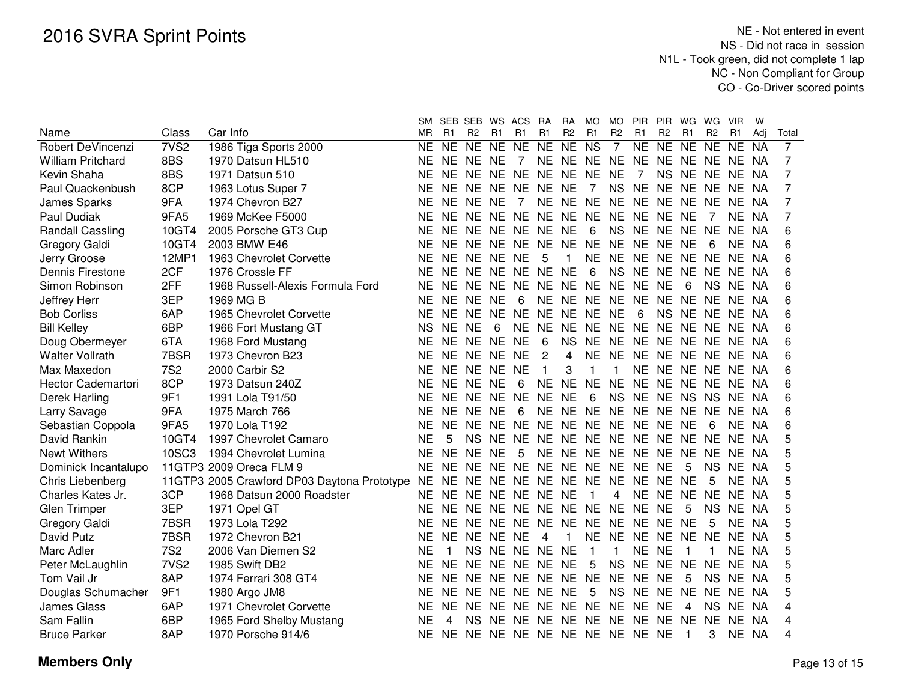# 2016 SVRA Sprint Points

NE - Not entered in event
NS - Did not race in session
N1L - Took green, did not complete 1 lap
NC - Non Compliant for Group
CO - Co-Driver scored points

| Name | Class | Car Info | SM MR | SEB R1 | SEB R2 | WS R1 | ACS R1 | RA R1 | RA R2 | MO R1 | MO R2 | PIR R1 | PIR R2 | WG R1 | WG R2 | VIR R1 | W Adj | Total |
|---|---|---|---|---|---|---|---|---|---|---|---|---|---|---|---|---|---|---|
| Robert DeVincenzi | 7VS2 | 1986 Tiga Sports 2000 | NE | NE | NE | NE | NE | NE | NE | NS | 7 | NE | NE | NE | NE | NE | NA | 7 |
| William Pritchard | 8BS | 1970 Datsun HL510 | NE | NE | NE | NE | 7 | NE | NE | NE | NE | NE | NE | NE | NE | NE | NA | 7 |
| Kevin Shaha | 8BS | 1971 Datsun 510 | NE | NE | NE | NE | NE | NE | NE | NE | NE | 7 | NS | NE | NE | NE | NA | 7 |
| Paul Quackenbush | 8CP | 1963 Lotus Super 7 | NE | NE | NE | NE | NE | NE | NE | 7 | NS | NE | NE | NE | NE | NE | NA | 7 |
| James Sparks | 9FA | 1974 Chevron B27 | NE | NE | NE | NE | 7 | NE | NE | NE | NE | NE | NE | NE | NE | NE | NA | 7 |
| Paul Dudiak | 9FA5 | 1969 McKee F5000 | NE | NE | NE | NE | NE | NE | NE | NE | NE | NE | NE | NE | 7 | NE | NA | 7 |
| Randall Cassling | 10GT4 | 2005 Porsche GT3 Cup | NE | NE | NE | NE | NE | NE | NE | 6 | NS | NE | NE | NE | NE | NE | NA | 6 |
| Gregory Galdi | 10GT4 | 2003 BMW E46 | NE | NE | NE | NE | NE | NE | NE | NE | NE | NE | NE | NE | 6 | NE | NA | 6 |
| Jerry Groose | 12MP1 | 1963 Chevrolet Corvette | NE | NE | NE | NE | NE | 5 | 1 | NE | NE | NE | NE | NE | NE | NE | NA | 6 |
| Dennis Firestone | 2CF | 1976 Crossle FF | NE | NE | NE | NE | NE | NE | NE | 6 | NS | NE | NE | NE | NE | NE | NA | 6 |
| Simon Robinson | 2FF | 1968 Russell-Alexis Formula Ford | NE | NE | NE | NE | NE | NE | NE | NE | NE | NE | NE | 6 | NS | NE | NA | 6 |
| Jeffrey Herr | 3EP | 1969 MG B | NE | NE | NE | NE | 6 | NE | NE | NE | NE | NE | NE | NE | NE | NE | NA | 6 |
| Bob Corliss | 6AP | 1965 Chevrolet Corvette | NE | NE | NE | NE | NE | NE | NE | NE | NE | 6 | NS | NE | NE | NE | NA | 6 |
| Bill Kelley | 6BP | 1966 Fort Mustang GT | NS | NE | NE | 6 | NE | NE | NE | NE | NE | NE | NE | NE | NE | NE | NA | 6 |
| Doug Obermeyer | 6TA | 1968 Ford Mustang | NE | NE | NE | NE | NE | 6 | NS | NE | NE | NE | NE | NE | NE | NE | NA | 6 |
| Walter Vollrath | 7BSR | 1973 Chevron B23 | NE | NE | NE | NE | NE | 2 | 4 | NE | NE | NE | NE | NE | NE | NE | NA | 6 |
| Max Maxedon | 7S2 | 2000 Carbir S2 | NE | NE | NE | NE | NE | 1 | 3 | 1 | 1 | NE | NE | NE | NE | NE | NA | 6 |
| Hector Cademartori | 8CP | 1973 Datsun 240Z | NE | NE | NE | NE | 6 | NE | NE | NE | NE | NE | NE | NE | NE | NE | NA | 6 |
| Derek Harling | 9F1 | 1991 Lola T91/50 | NE | NE | NE | NE | NE | NE | NE | 6 | NS | NE | NE | NS | NS | NE | NA | 6 |
| Larry Savage | 9FA | 1975 March 766 | NE | NE | NE | NE | 6 | NE | NE | NE | NE | NE | NE | NE | NE | NE | NA | 6 |
| Sebastian Coppola | 9FA5 | 1970 Lola T192 | NE | NE | NE | NE | NE | NE | NE | NE | NE | NE | NE | NE | 6 | NE | NA | 6 |
| David Rankin | 10GT4 | 1997 Chevrolet Camaro | NE | 5 | NS | NE | NE | NE | NE | NE | NE | NE | NE | NE | NE | NE | NA | 5 |
| Newt Withers | 10SC3 | 1994 Chevrolet Lumina | NE | NE | NE | NE | 5 | NE | NE | NE | NE | NE | NE | NE | NE | NE | NA | 5 |
| Dominick Incantalupo | 11GTP3 | 2009 Oreca FLM 9 | NE | NE | NE | NE | NE | NE | NE | NE | NE | NE | NE | 5 | NS | NE | NA | 5 |
| Chris Liebenberg | 11GTP3 | 2005 Crawford DP03 Daytona Prototype | NE | NE | NE | NE | NE | NE | NE | NE | NE | NE | NE | NE | 5 | NE | NA | 5 |
| Charles Kates Jr. | 3CP | 1968 Datsun 2000 Roadster | NE | NE | NE | NE | NE | NE | NE | 1 | 4 | NE | NE | NE | NE | NE | NA | 5 |
| Glen Trimper | 3EP | 1971 Opel GT | NE | NE | NE | NE | NE | NE | NE | NE | NE | NE | NE | 5 | NS | NE | NA | 5 |
| Gregory Galdi | 7BSR | 1973 Lola T292 | NE | NE | NE | NE | NE | NE | NE | NE | NE | NE | NE | NE | 5 | NE | NA | 5 |
| David Putz | 7BSR | 1972 Chevron B21 | NE | NE | NE | NE | NE | 4 | 1 | NE | NE | NE | NE | NE | NE | NE | NA | 5 |
| Marc Adler | 7S2 | 2006 Van Diemen S2 | NE | 1 | NS | NE | NE | NE | NE | 1 | 1 | NE | NE | 1 | 1 | NE | NA | 5 |
| Peter McLaughlin | 7VS2 | 1985 Swift DB2 | NE | NE | NE | NE | NE | NE | NE | 5 | NS | NE | NE | NE | NE | NE | NA | 5 |
| Tom Vail Jr | 8AP | 1974 Ferrari 308 GT4 | NE | NE | NE | NE | NE | NE | NE | NE | NE | NE | NE | 5 | NS | NE | NA | 5 |
| Douglas Schumacher | 9F1 | 1980 Argo JM8 | NE | NE | NE | NE | NE | NE | NE | 5 | NS | NE | NE | NE | NE | NE | NA | 5 |
| James Glass | 6AP | 1971 Chevrolet Corvette | NE | NE | NE | NE | NE | NE | NE | NE | NE | NE | NE | 4 | NS | NE | NA | 4 |
| Sam Fallin | 6BP | 1965 Ford Shelby Mustang | NE | 4 | NS | NE | NE | NE | NE | NE | NE | NE | NE | NE | NE | NE | NA | 4 |
| Bruce Parker | 8AP | 1970 Porsche 914/6 | NE | NE | NE | NE | NE | NE | NE | NE | NE | NE | NE | 1 | 3 | NE | NA | 4 |

**Members Only**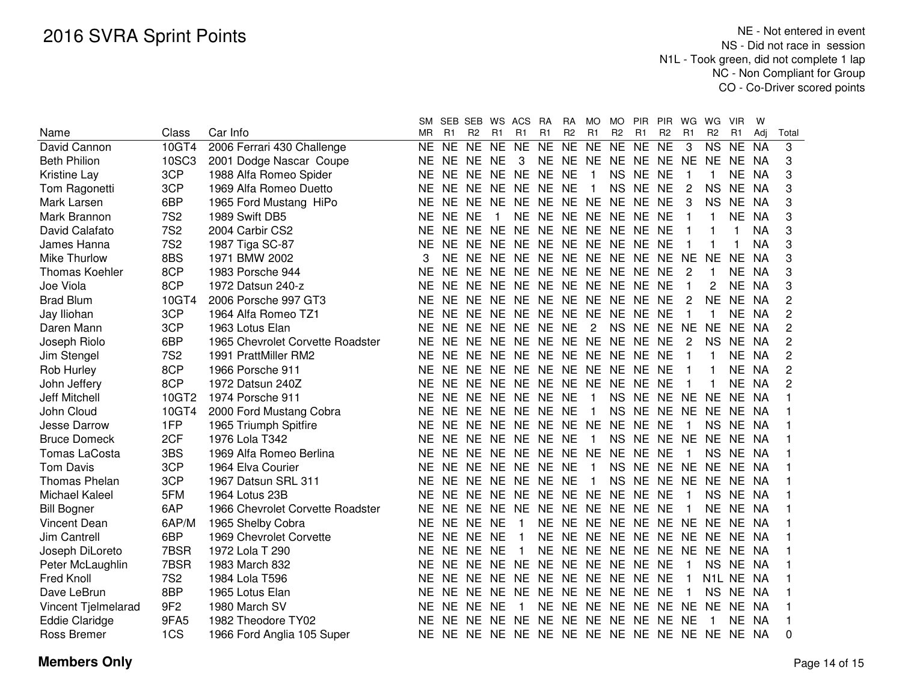# 2016 SVRA Sprint Points

NE - Not entered in event
NS - Did not race in session
N1L - Took green, did not complete 1 lap
NC - Non Compliant for Group
CO - Co-Driver scored points

| Name | Class | Car Info | SM MR | SEB R1 | SEB R2 | WS R1 | ACS R1 | RA R1 | RA R2 | MO R1 | MO R2 | PIR R1 | PIR R2 | WG R1 | WG R2 | VIR R1 | W Adj | Total |
|---|---|---|---|---|---|---|---|---|---|---|---|---|---|---|---|---|---|---|
| David Cannon | 10GT4 | 2006 Ferrari 430 Challenge | NE | NE | NE | NE | NE | NE | NE | NE | NE | NE | NE | 3 | NS | NE | NA | 3 |
| Beth Philion | 10SC3 | 2001 Dodge Nascar Coupe | NE | NE | NE | NE | 3 | NE | NE | NE | NE | NE | NE | NE | NE | NE | NA | 3 |
| Kristine Lay | 3CP | 1988 Alfa Romeo Spider | NE | NE | NE | NE | NE | NE | NE | 1 | NS | NE | NE | 1 | 1 | NE | NA | 3 |
| Tom Ragonetti | 3CP | 1969 Alfa Romeo Duetto | NE | NE | NE | NE | NE | NE | NE | 1 | NS | NE | NE | 2 | NS | NE | NA | 3 |
| Mark Larsen | 6BP | 1965 Ford Mustang HiPo | NE | NE | NE | NE | NE | NE | NE | NE | NE | NE | NE | 3 | NS | NE | NA | 3 |
| Mark Brannon | 7S2 | 1989 Swift DB5 | NE | NE | NE | 1 | NE | NE | NE | NE | NE | NE | NE | 1 | 1 | NE | NA | 3 |
| David Calafato | 7S2 | 2004 Carbir CS2 | NE | NE | NE | NE | NE | NE | NE | NE | NE | NE | NE | 1 | 1 | 1 | NA | 3 |
| James Hanna | 7S2 | 1987 Tiga SC-87 | NE | NE | NE | NE | NE | NE | NE | NE | NE | NE | NE | 1 | 1 | 1 | NA | 3 |
| Mike Thurlow | 8BS | 1971 BMW 2002 | 3 | NE | NE | NE | NE | NE | NE | NE | NE | NE | NE | NE | NE | NE | NA | 3 |
| Thomas Koehler | 8CP | 1983 Porsche 944 | NE | NE | NE | NE | NE | NE | NE | NE | NE | NE | NE | 2 | 1 | NE | NA | 3 |
| Joe Viola | 8CP | 1972 Datsun 240-z | NE | NE | NE | NE | NE | NE | NE | NE | NE | NE | NE | 1 | 2 | NE | NA | 3 |
| Brad Blum | 10GT4 | 2006 Porsche 997 GT3 | NE | NE | NE | NE | NE | NE | NE | NE | NE | NE | NE | 2 | NE | NE | NA | 2 |
| Jay Iliohan | 3CP | 1964 Alfa Romeo TZ1 | NE | NE | NE | NE | NE | NE | NE | NE | NE | NE | NE | 1 | 1 | NE | NA | 2 |
| Daren Mann | 3CP | 1963 Lotus Elan | NE | NE | NE | NE | NE | NE | NE | 2 | NS | NE | NE | NE | NE | NE | NA | 2 |
| Joseph Riolo | 6BP | 1965 Chevrolet Corvette Roadster | NE | NE | NE | NE | NE | NE | NE | NE | NE | NE | NE | 2 | NS | NE | NA | 2 |
| Jim Stengel | 7S2 | 1991 PrattMiller RM2 | NE | NE | NE | NE | NE | NE | NE | NE | NE | NE | NE | 1 | 1 | NE | NA | 2 |
| Rob Hurley | 8CP | 1966 Porsche 911 | NE | NE | NE | NE | NE | NE | NE | NE | NE | NE | NE | 1 | 1 | NE | NA | 2 |
| John Jeffery | 8CP | 1972 Datsun 240Z | NE | NE | NE | NE | NE | NE | NE | NE | NE | NE | NE | 1 | 1 | NE | NA | 2 |
| Jeff Mitchell | 10GT2 | 1974 Porsche 911 | NE | NE | NE | NE | NE | NE | NE | 1 | NS | NE | NE | NE | NE | NE | NA | 1 |
| John Cloud | 10GT4 | 2000 Ford Mustang Cobra | NE | NE | NE | NE | NE | NE | NE | 1 | NS | NE | NE | NE | NE | NE | NA | 1 |
| Jesse Darrow | 1FP | 1965 Triumph Spitfire | NE | NE | NE | NE | NE | NE | NE | NE | NE | NE | NE | 1 | NS | NE | NA | 1 |
| Bruce Domeck | 2CF | 1976 Lola T342 | NE | NE | NE | NE | NE | NE | NE | 1 | NS | NE | NE | NE | NE | NE | NA | 1 |
| Tomas LaCosta | 3BS | 1969 Alfa Romeo Berlina | NE | NE | NE | NE | NE | NE | NE | NE | NE | NE | NE | 1 | NS | NE | NA | 1 |
| Tom Davis | 3CP | 1964 Elva Courier | NE | NE | NE | NE | NE | NE | NE | 1 | NS | NE | NE | NE | NE | NE | NA | 1 |
| Thomas Phelan | 3CP | 1967 Datsun SRL 311 | NE | NE | NE | NE | NE | NE | NE | 1 | NS | NE | NE | NE | NE | NE | NA | 1 |
| Michael Kaleel | 5FM | 1964 Lotus 23B | NE | NE | NE | NE | NE | NE | NE | NE | NE | NE | NE | 1 | NS | NE | NA | 1 |
| Bill Bogner | 6AP | 1966 Chevrolet Corvette Roadster | NE | NE | NE | NE | NE | NE | NE | NE | NE | NE | NE | 1 | NE | NE | NA | 1 |
| Vincent Dean | 6AP/M | 1965 Shelby Cobra | NE | NE | NE | NE | 1 | NE | NE | NE | NE | NE | NE | NE | NE | NE | NA | 1 |
| Jim Cantrell | 6BP | 1969 Chevrolet Corvette | NE | NE | NE | NE | 1 | NE | NE | NE | NE | NE | NE | NE | NE | NE | NA | 1 |
| Joseph DiLoreto | 7BSR | 1972 Lola T 290 | NE | NE | NE | NE | 1 | NE | NE | NE | NE | NE | NE | NE | NE | NE | NA | 1 |
| Peter McLaughlin | 7BSR | 1983 March 832 | NE | NE | NE | NE | NE | NE | NE | NE | NE | NE | NE | 1 | NS | NE | NA | 1 |
| Fred Knoll | 7S2 | 1984 Lola T596 | NE | NE | NE | NE | NE | NE | NE | NE | NE | NE | NE | 1 | N1L | NE | NA | 1 |
| Dave LeBrun | 8BP | 1965 Lotus Elan | NE | NE | NE | NE | NE | NE | NE | NE | NE | NE | NE | 1 | NS | NE | NA | 1 |
| Vincent Tjelmelarad | 9F2 | 1980 March SV | NE | NE | NE | NE | 1 | NE | NE | NE | NE | NE | NE | NE | NE | NE | NA | 1 |
| Eddie Claridge | 9FA5 | 1982 Theodore TY02 | NE | NE | NE | NE | NE | NE | NE | NE | NE | NE | NE | NE | 1 | NE | NA | 1 |
| Ross Bremer | 1CS | 1966 Ford Anglia 105 Super | NE | NE | NE | NE | NE | NE | NE | NE | NE | NE | NE | NE | NE | NE | NA | 0 |

**Members Only**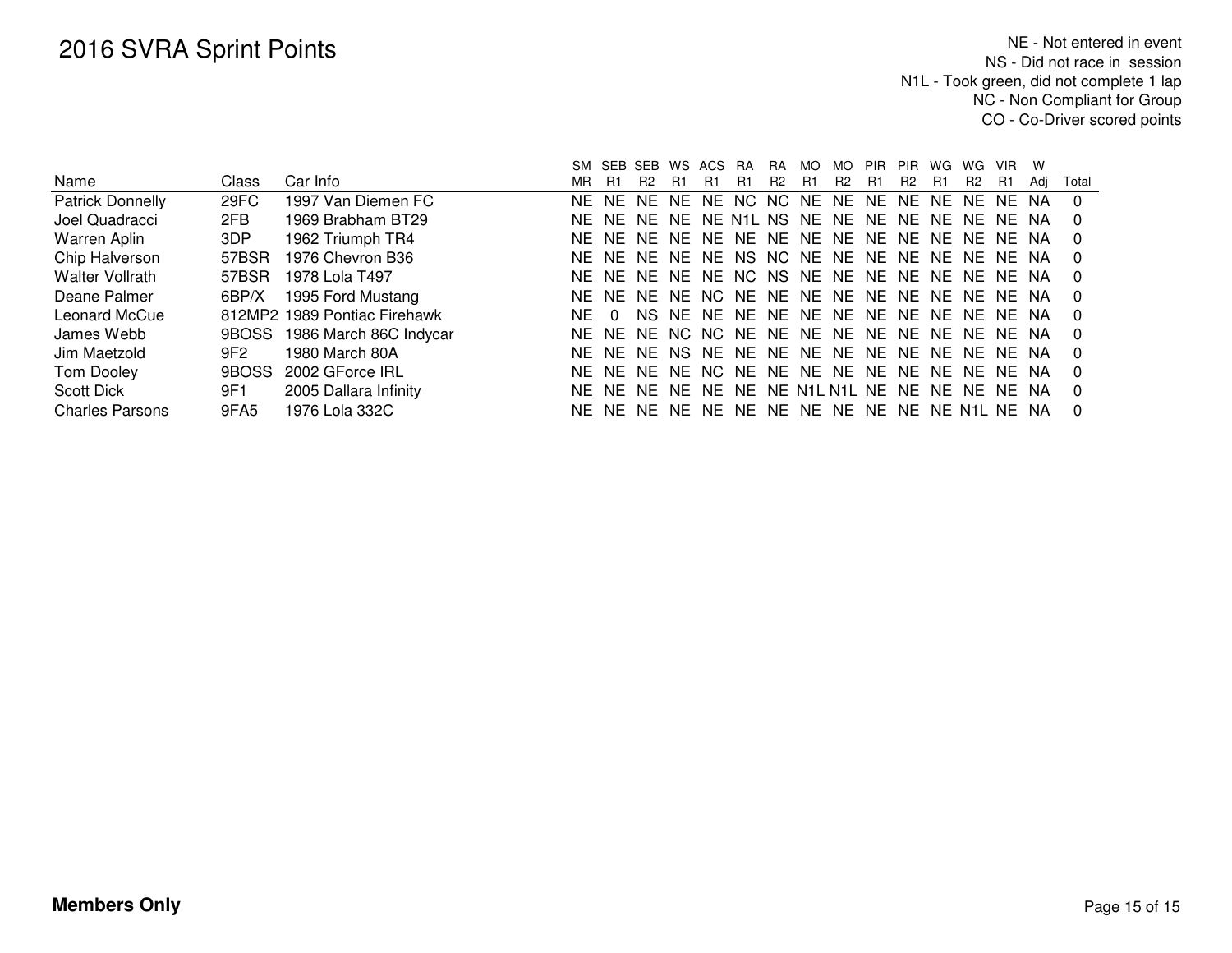# 2016 SVRA Sprint Points

NE - Not entered in event
NS - Did not race in session
N1L - Took green, did not complete 1 lap
NC - Non Compliant for Group
CO - Co-Driver scored points

| Name | Class | Car Info | SM MR | SEB R1 | SEB R2 | WS R1 | ACS R1 | RA R1 | RA R2 | MO R1 | MO R2 | PIR R1 | PIR R2 | WG R1 | WG R2 | VIR R1 | W Adj | Total |
|---|---|---|---|---|---|---|---|---|---|---|---|---|---|---|---|---|---|---|
| Patrick Donnelly | 29FC | 1997 Van Diemen FC | NE | NE | NE | NE | NE | NC | NC | NE | NE | NE | NE | NE | NE | NE | NA | 0 |
| Joel Quadracci | 2FB | 1969 Brabham BT29 | NE | NE | NE | NE | NE | N1L | NS | NE | NE | NE | NE | NE | NE | NE | NA | 0 |
| Warren Aplin | 3DP | 1962 Triumph TR4 | NE | NE | NE | NE | NE | NE | NE | NE | NE | NE | NE | NE | NE | NE | NA | 0 |
| Chip Halverson | 57BSR | 1976 Chevron B36 | NE | NE | NE | NE | NE | NS | NC | NE | NE | NE | NE | NE | NE | NE | NA | 0 |
| Walter Vollrath | 57BSR | 1978 Lola T497 | NE | NE | NE | NE | NE | NC | NS | NE | NE | NE | NE | NE | NE | NE | NA | 0 |
| Deane Palmer | 6BP/X | 1995 Ford Mustang | NE | NE | NE | NE | NC | NE | NE | NE | NE | NE | NE | NE | NE | NE | NA | 0 |
| Leonard McCue | 812MP2 | 1989 Pontiac Firehawk | NE | 0 | NS | NE | NE | NE | NE | NE | NE | NE | NE | NE | NE | NE | NA | 0 |
| James Webb | 9BOSS | 1986 March 86C Indycar | NE | NE | NE | NC | NC | NE | NE | NE | NE | NE | NE | NE | NE | NE | NA | 0 |
| Jim Maetzold | 9F2 | 1980 March 80A | NE | NE | NE | NS | NE | NE | NE | NE | NE | NE | NE | NE | NE | NE | NA | 0 |
| Tom Dooley | 9BOSS | 2002 GForce IRL | NE | NE | NE | NE | NC | NE | NE | NE | NE | NE | NE | NE | NE | NE | NA | 0 |
| Scott Dick | 9F1 | 2005 Dallara Infinity | NE | NE | NE | NE | NE | NE | NE | N1L | N1L | NE | NE | NE | NE | NE | NA | 0 |
| Charles Parsons | 9FA5 | 1976 Lola 332C | NE | NE | NE | NE | NE | NE | NE | NE | NE | NE | NE | NE | N1L | NE | NA | 0 |

**Members Only**